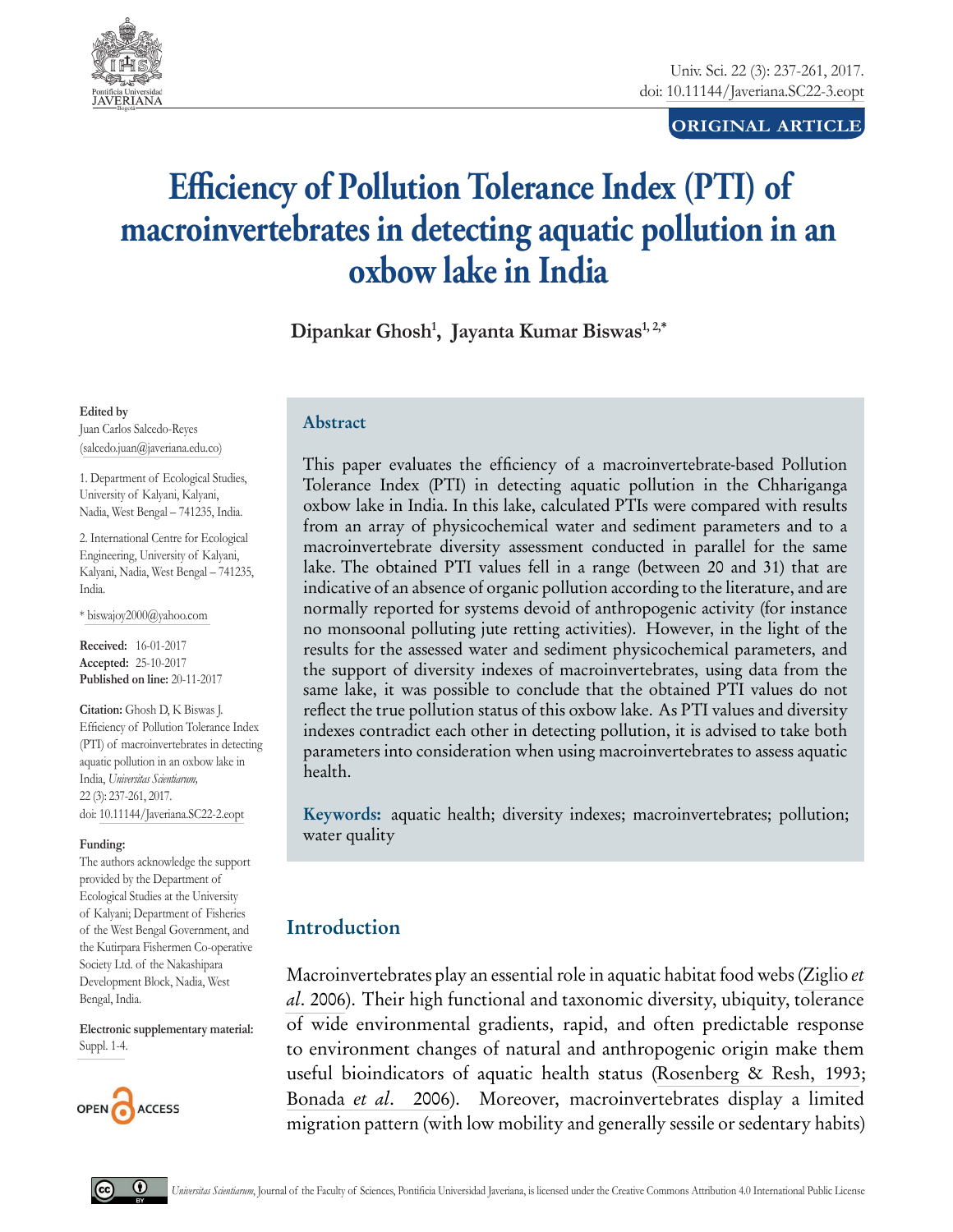ORIGINAL ARTICLE

# Efficiency of Pollution Tolerance Index (PTI) of macroinvertebrates in detecting aquatic pollution in an oxbow lake in India

**Dipankar Ghosh[1], Jayanta Kumar Biswas[1, 2,*]**

**Edited by**
Juan Carlos Salcedo-Reyes
(salcedo.juan@javeriana.edu.co)

1. Department of Ecological Studies, University of Kalyani, Kalyani, Nadia, West Bengal – 741235, India.

2. International Centre for Ecological Engineering, University of Kalyani, Kalyani, Nadia, West Bengal – 741235, India.

\* biswajoy2000@yahoo.com

**Received:** 16-01-2017
**Accepted:** 25-10-2017
**Published on line:** 20-11-2017

**Citation:** Ghosh D, K Biswas J. Efficiency of Pollution Tolerance Index (PTI) of macroinvertebrates in detecting aquatic pollution in an oxbow lake in India, *Universitas Scientiarum,* 22 (3): 237-261, 2017. doi: 10.11144/Javeriana.SC22-2.eopt

**Funding:**
The authors acknowledge the support provided by the Department of Ecological Studies at the University of Kalyani; Department of Fisheries of the West Bengal Government, and the Kutirpara Fishermen Co-operative Society Ltd. of the Nakashipara Development Block, Nadia, West Bengal, India.

**Electronic supplementary material:**
Suppl. 1-4.

## Abstract

This paper evaluates the efficiency of a macroinvertebrate-based Pollution Tolerance Index (PTI) in detecting aquatic pollution in the Chhariganga oxbow lake in India. In this lake, calculated PTIs were compared with results from an array of physicochemical water and sediment parameters and to a macroinvertebrate diversity assessment conducted in parallel for the same lake. The obtained PTI values fell in a range (between 20 and 31) that are indicative of an absence of organic pollution according to the literature, and are normally reported for systems devoid of anthropogenic activity (for instance no monsoonal polluting jute retting activities). However, in the light of the results for the assessed water and sediment physicochemical parameters, and the support of diversity indexes of macroinvertebrates, using data from the same lake, it was possible to conclude that the obtained PTI values do not reflect the true pollution status of this oxbow lake. As PTI values and diversity indexes contradict each other in detecting pollution, it is advised to take both parameters into consideration when using macroinvertebrates to assess aquatic health.

**Keywords:** aquatic health; diversity indexes; macroinvertebrates; pollution; water quality

## Introduction

Macroinvertebrates play an essential role in aquatic habitat food webs (Ziglio *et al*. 2006). Their high functional and taxonomic diversity, ubiquity, tolerance of wide environmental gradients, rapid, and often predictable response to environment changes of natural and anthropogenic origin make them useful bioindicators of aquatic health status (Rosenberg & Resh, 1993; Bonada *et al*. 2006). Moreover, macroinvertebrates display a limited migration pattern (with low mobility and generally sessile or sedentary habits)

*Universitas Scientiarum*, Journal of the Faculty of Sciences, Pontificia Universidad Javeriana, is licensed under the Creative Commons Attribution 4.0 International Public License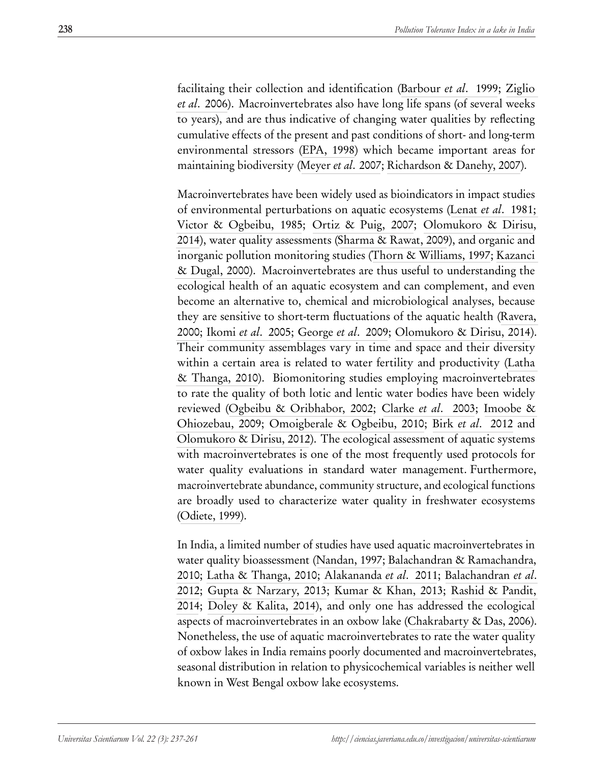facilitaing their collection and identification (Barbour *et al*. 1999; Ziglio *et al*. 2006). Macroinvertebrates also have long life spans (of several weeks to years), and are thus indicative of changing water qualities by reflecting cumulative effects of the present and past conditions of short- and long-term environmental stressors (EPA, 1998) which became important areas for maintaining biodiversity (Meyer *et al*. 2007; Richardson & Danehy, 2007).

Macroinvertebrates have been widely used as bioindicators in impact studies of environmental perturbations on aquatic ecosystems (Lenat *et al*. 1981; Victor & Ogbeibu, 1985; Ortiz & Puig, 2007; Olomukoro & Dirisu, 2014), water quality assessments (Sharma & Rawat, 2009), and organic and inorganic pollution monitoring studies (Thorn & Williams, 1997; Kazanci & Dugal, 2000). Macroinvertebrates are thus useful to understanding the ecological health of an aquatic ecosystem and can complement, and even become an alternative to, chemical and microbiological analyses, because they are sensitive to short-term fluctuations of the aquatic health (Ravera, 2000; Ikomi *et al*. 2005; George *et al*. 2009; Olomukoro & Dirisu, 2014). Their community assemblages vary in time and space and their diversity within a certain area is related to water fertility and productivity (Latha & Thanga, 2010). Biomonitoring studies employing macroinvertebrates to rate the quality of both lotic and lentic water bodies have been widely reviewed (Ogbeibu & Oribhabor, 2002; Clarke *et al*. 2003; Imoobe & Ohiozebau, 2009; Omoigberale & Ogbeibu, 2010; Birk *et al*. 2012 and Olomukoro & Dirisu, 2012). The ecological assessment of aquatic systems with macroinvertebrates is one of the most frequently used protocols for water quality evaluations in standard water management. Furthermore, macroinvertebrate abundance, community structure, and ecological functions are broadly used to characterize water quality in freshwater ecosystems (Odiete, 1999).

In India, a limited number of studies have used aquatic macroinvertebrates in water quality bioassessment (Nandan, 1997; Balachandran & Ramachandra, 2010; Latha & Thanga, 2010; Alakananda *et al*. 2011; Balachandran *et al*. 2012; Gupta & Narzary, 2013; Kumar & Khan, 2013; Rashid & Pandit, 2014; Doley & Kalita, 2014), and only one has addressed the ecological aspects of macroinvertebrates in an oxbow lake (Chakrabarty & Das, 2006). Nonetheless, the use of aquatic macroinvertebrates to rate the water quality of oxbow lakes in India remains poorly documented and macroinvertebrates, seasonal distribution in relation to physicochemical variables is neither well known in West Bengal oxbow lake ecosystems.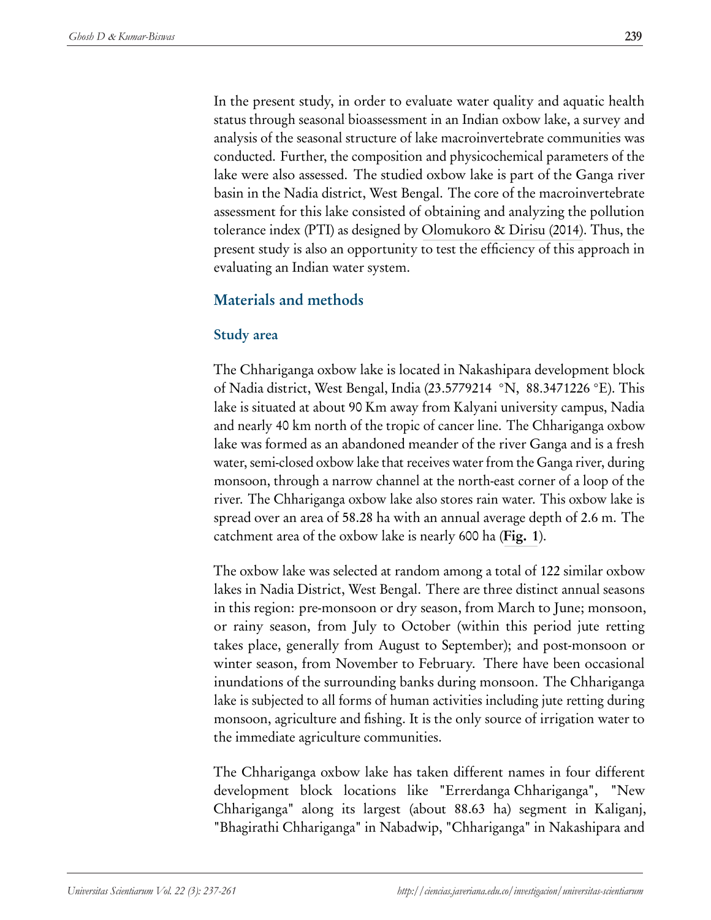In the present study, in order to evaluate water quality and aquatic health status through seasonal bioassessment in an Indian oxbow lake, a survey and analysis of the seasonal structure of lake macroinvertebrate communities was conducted. Further, the composition and physicochemical parameters of the lake were also assessed. The studied oxbow lake is part of the Ganga river basin in the Nadia district, West Bengal. The core of the macroinvertebrate assessment for this lake consisted of obtaining and analyzing the pollution tolerance index (PTI) as designed by Olomukoro & Dirisu (2014). Thus, the present study is also an opportunity to test the efficiency of this approach in evaluating an Indian water system.

## Materials and methods

### Study area

The Chhariganga oxbow lake is located in Nakashipara development block of Nadia district, West Bengal, India (23.5779214 °N, 88.3471226 °E). This lake is situated at about 90 Km away from Kalyani university campus, Nadia and nearly 40 km north of the tropic of cancer line. The Chhariganga oxbow lake was formed as an abandoned meander of the river Ganga and is a fresh water, semi-closed oxbow lake that receives water from the Ganga river, during monsoon, through a narrow channel at the north-east corner of a loop of the river. The Chhariganga oxbow lake also stores rain water. This oxbow lake is spread over an area of 58.28 ha with an annual average depth of 2.6 m. The catchment area of the oxbow lake is nearly 600 ha (**Fig. 1**).

The oxbow lake was selected at random among a total of 122 similar oxbow lakes in Nadia District, West Bengal. There are three distinct annual seasons in this region: pre-monsoon or dry season, from March to June; monsoon, or rainy season, from July to October (within this period jute retting takes place, generally from August to September); and post-monsoon or winter season, from November to February. There have been occasional inundations of the surrounding banks during monsoon. The Chhariganga lake is subjected to all forms of human activities including jute retting during monsoon, agriculture and fishing. It is the only source of irrigation water to the immediate agriculture communities.

The Chhariganga oxbow lake has taken different names in four different development block locations like "Errerdanga Chhariganga", "New Chhariganga" along its largest (about 88.63 ha) segment in Kaliganj, "Bhagirathi Chhariganga" in Nabadwip, "Chhariganga" in Nakashipara and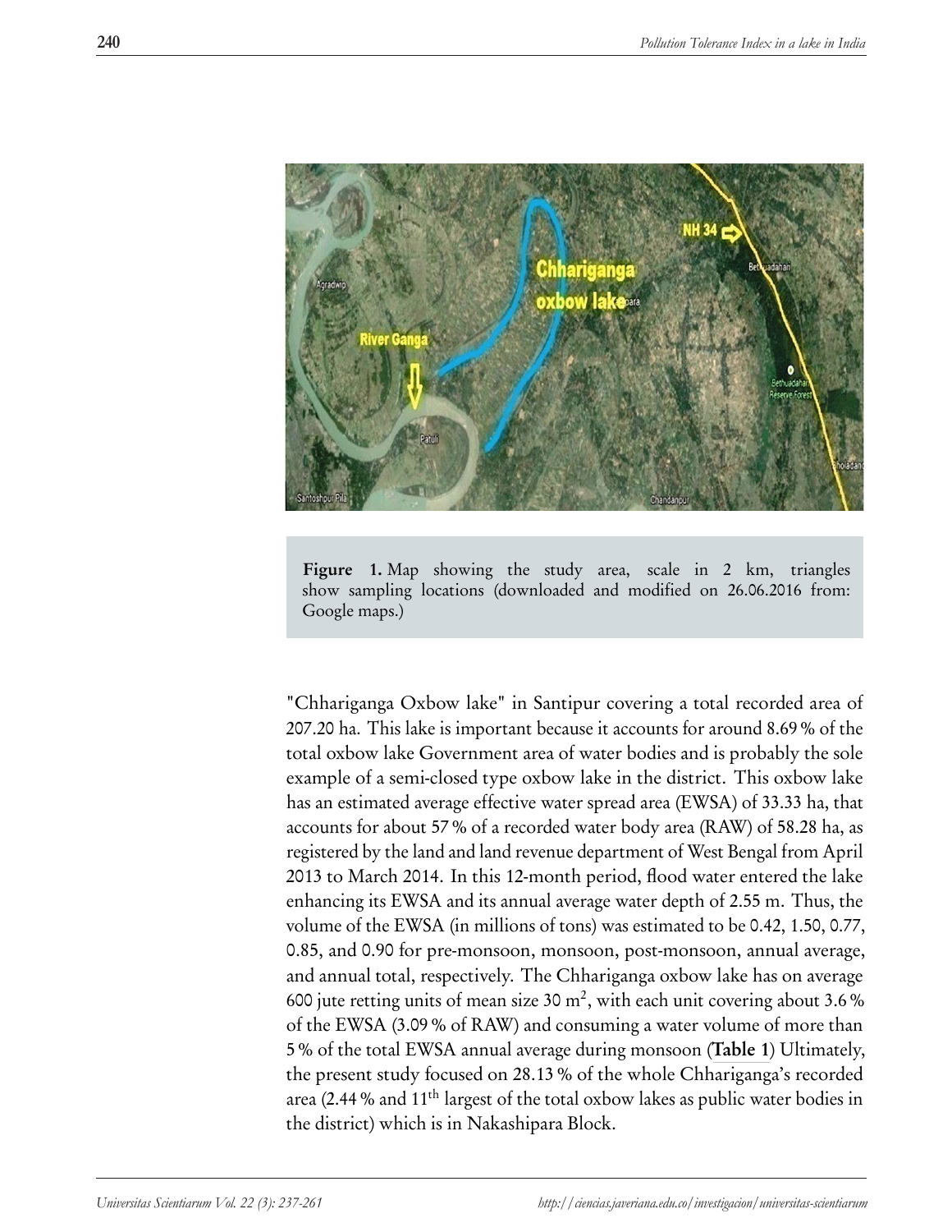**Figure 1.** Map showing the study area, scale in 2 km, triangles show sampling locations (downloaded and modified on 26.06.2016 from: Google maps.)

"Chhariganga Oxbow lake" in Santipur covering a total recorded area of 207.20 ha. This lake is important because it accounts for around 8.69 % of the total oxbow lake Government area of water bodies and is probably the sole example of a semi-closed type oxbow lake in the district. This oxbow lake has an estimated average effective water spread area (EWSA) of 33.33 ha, that accounts for about 57 % of a recorded water body area (RAW) of 58.28 ha, as registered by the land and land revenue department of West Bengal from April 2013 to March 2014. In this 12-month period, flood water entered the lake enhancing its EWSA and its annual average water depth of 2.55 m. Thus, the volume of the EWSA (in millions of tons) was estimated to be 0.42, 1.50, 0.77, 0.85, and 0.90 for pre-monsoon, monsoon, post-monsoon, annual average, and annual total, respectively. The Chhariganga oxbow lake has on average 600 jute retting units of mean size 30 $m^2$, with each unit covering about 3.6 % of the EWSA (3.09 % of RAW) and consuming a water volume of more than 5 % of the total EWSA annual average during monsoon (**Table 1**) Ultimately, the present study focused on 28.13 % of the whole Chhariganga's recorded area (2.44 % and 11$^{th}$ largest of the total oxbow lakes as public water bodies in the district) which is in Nakashipara Block.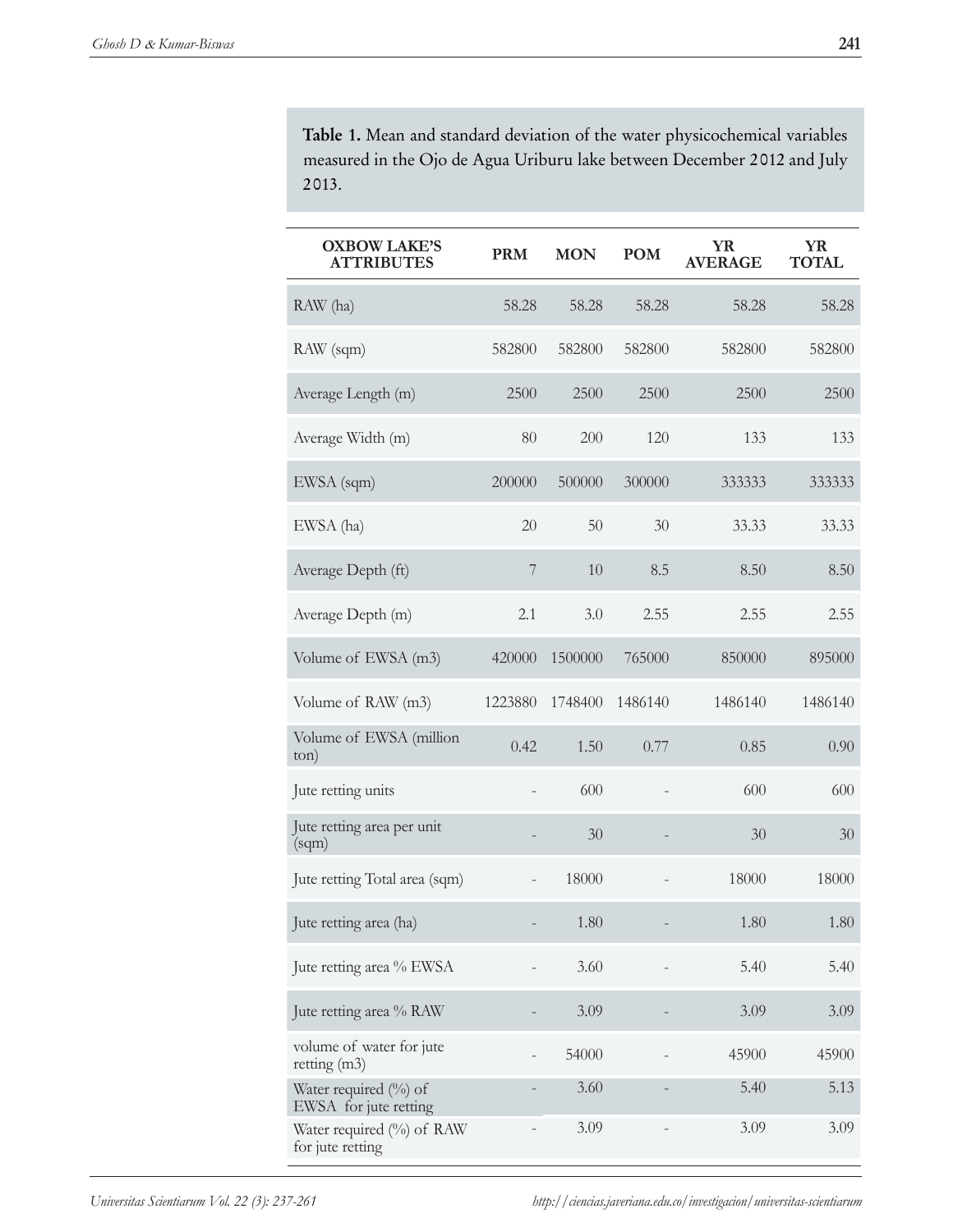**Table 1.** Mean and standard deviation of the water physicochemical variables measured in the Ojo de Agua Uriburu lake between December 2012 and July 2013.

| OXBOW LAKE'S ATTRIBUTES | PRM | MON | POM | YR AVERAGE | YR TOTAL |
|---|---|---|---|---|---|
| RAW (ha) | 58.28 | 58.28 | 58.28 | 58.28 | 58.28 |
| RAW (sqm) | 582800 | 582800 | 582800 | 582800 | 582800 |
| Average Length (m) | 2500 | 2500 | 2500 | 2500 | 2500 |
| Average Width (m) | 80 | 200 | 120 | 133 | 133 |
| EWSA (sqm) | 200000 | 500000 | 300000 | 333333 | 333333 |
| EWSA (ha) | 20 | 50 | 30 | 33.33 | 33.33 |
| Average Depth (ft) | 7 | 10 | 8.5 | 8.50 | 8.50 |
| Average Depth (m) | 2.1 | 3.0 | 2.55 | 2.55 | 2.55 |
| Volume of EWSA (m3) | 420000 | 1500000 | 765000 | 850000 | 895000 |
| Volume of RAW (m3) | 1223880 | 1748400 | 1486140 | 1486140 | 1486140 |
| Volume of EWSA (million ton) | 0.42 | 1.50 | 0.77 | 0.85 | 0.90 |
| Jute retting units | - | 600 | - | 600 | 600 |
| Jute retting area per unit (sqm) | - | 30 | - | 30 | 30 |
| Jute retting Total area (sqm) | - | 18000 | - | 18000 | 18000 |
| Jute retting area (ha) | - | 1.80 | - | 1.80 | 1.80 |
| Jute retting area % EWSA | - | 3.60 | - | 5.40 | 5.40 |
| Jute retting area % RAW | - | 3.09 | - | 3.09 | 3.09 |
| volume of water for jute retting (m3) | - | 54000 | - | 45900 | 45900 |
| Water required (%) of EWSA for jute retting | - | 3.60 | - | 5.40 | 5.13 |
| Water required (%) of RAW for jute retting | - | 3.09 | - | 3.09 | 3.09 |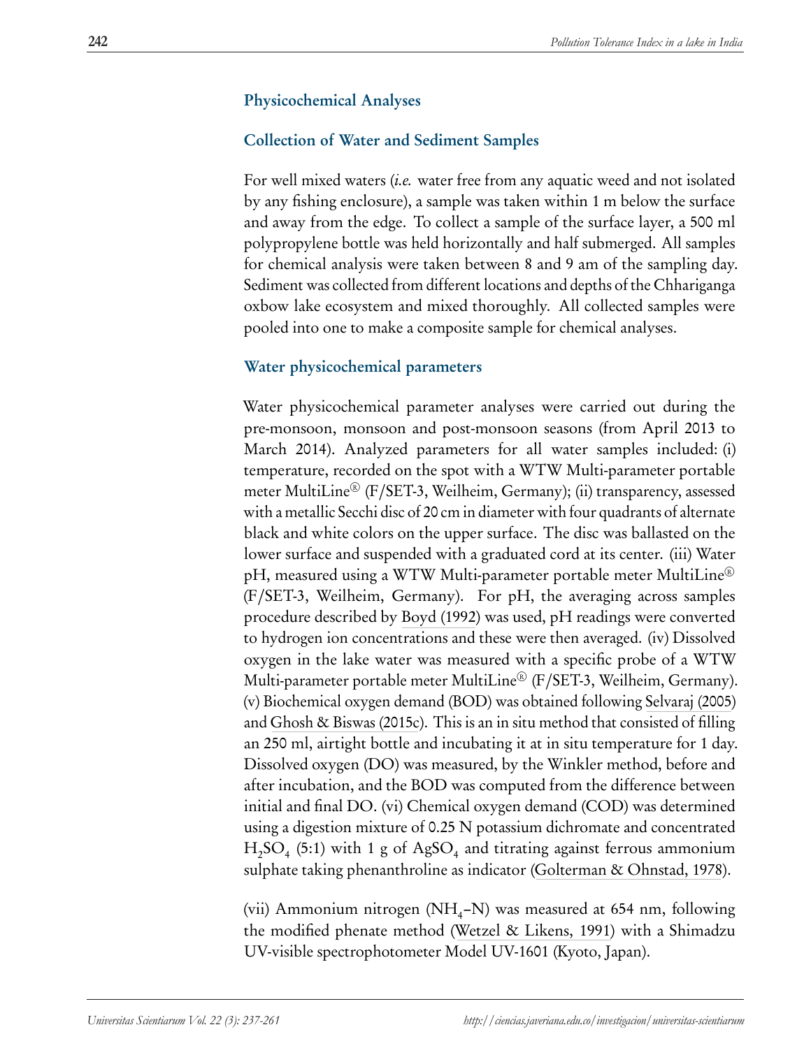## Physicochemical Analyses

### Collection of Water and Sediment Samples

For well mixed waters (*i.e.* water free from any aquatic weed and not isolated by any fishing enclosure), a sample was taken within 1 m below the surface and away from the edge. To collect a sample of the surface layer, a 500 ml polypropylene bottle was held horizontally and half submerged. All samples for chemical analysis were taken between 8 and 9 am of the sampling day. Sediment was collected from different locations and depths of the Chhariganga oxbow lake ecosystem and mixed thoroughly. All collected samples were pooled into one to make a composite sample for chemical analyses.

### Water physicochemical parameters

Water physicochemical parameter analyses were carried out during the pre-monsoon, monsoon and post-monsoon seasons (from April 2013 to March 2014). Analyzed parameters for all water samples included: (i) temperature, recorded on the spot with a WTW Multi-parameter portable meter MultiLine® (F/SET-3, Weilheim, Germany); (ii) transparency, assessed with a metallic Secchi disc of 20 cm in diameter with four quadrants of alternate black and white colors on the upper surface. The disc was ballasted on the lower surface and suspended with a graduated cord at its center. (iii) Water pH, measured using a WTW Multi-parameter portable meter MultiLine® (F/SET-3, Weilheim, Germany). For pH, the averaging across samples procedure described by Boyd (1992) was used, pH readings were converted to hydrogen ion concentrations and these were then averaged. (iv) Dissolved oxygen in the lake water was measured with a specific probe of a WTW Multi-parameter portable meter MultiLine® (F/SET-3, Weilheim, Germany). (v) Biochemical oxygen demand (BOD) was obtained following Selvaraj (2005) and Ghosh & Biswas (2015c). This is an in situ method that consisted of filling an 250 ml, airtight bottle and incubating it at in situ temperature for 1 day. Dissolved oxygen (DO) was measured, by the Winkler method, before and after incubation, and the BOD was computed from the difference between initial and final DO. (vi) Chemical oxygen demand (COD) was determined using a digestion mixture of 0.25 N potassium dichromate and concentrated $H_2SO_4$ (5:1) with 1 g of $AgSO_4$ and titrating against ferrous ammonium sulphate taking phenanthroline as indicator (Golterman & Ohnstad, 1978).

(vii) Ammonium nitrogen ($NH_4$–N) was measured at 654 nm, following the modified phenate method (Wetzel & Likens, 1991) with a Shimadzu UV-visible spectrophotometer Model UV-1601 (Kyoto, Japan).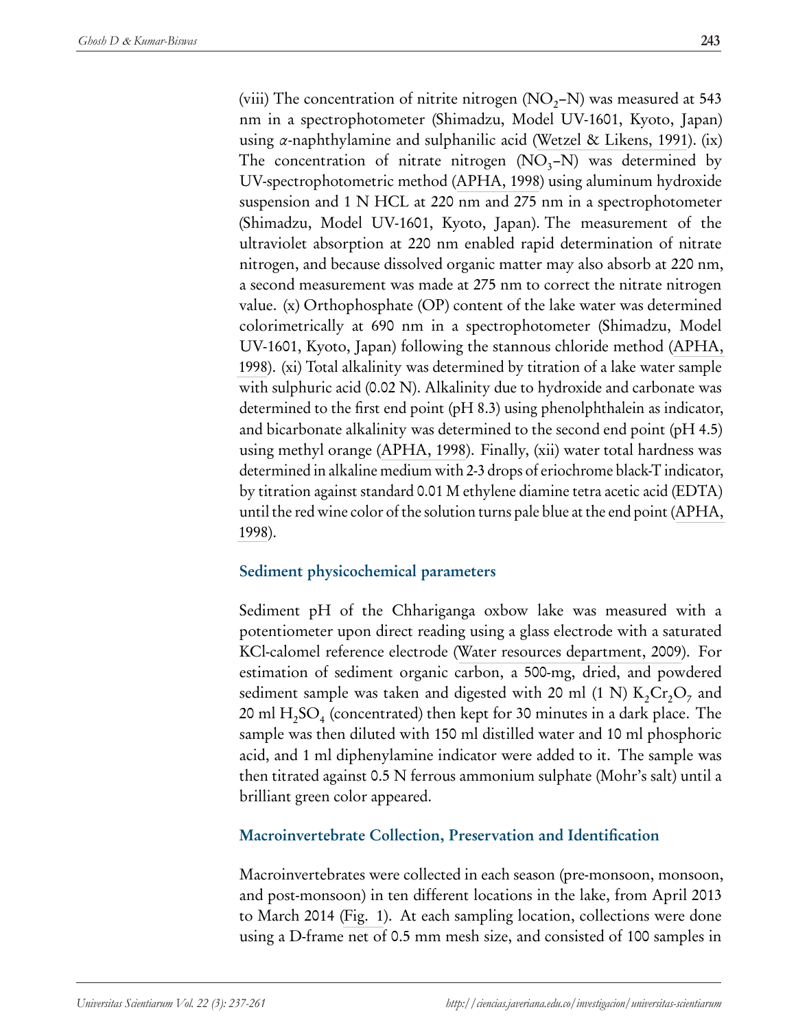(viii) The concentration of nitrite nitrogen ($NO_2$–N) was measured at 543 nm in a spectrophotometer (Shimadzu, Model UV-1601, Kyoto, Japan) using $\alpha$-naphthylamine and sulphanilic acid (Wetzel & Likens, 1991). (ix) The concentration of nitrate nitrogen ($NO_3$–N) was determined by UV-spectrophotometric method (APHA, 1998) using aluminum hydroxide suspension and 1 N HCL at 220 nm and 275 nm in a spectrophotometer (Shimadzu, Model UV-1601, Kyoto, Japan). The measurement of the ultraviolet absorption at 220 nm enabled rapid determination of nitrate nitrogen, and because dissolved organic matter may also absorb at 220 nm, a second measurement was made at 275 nm to correct the nitrate nitrogen value. (x) Orthophosphate (OP) content of the lake water was determined colorimetrically at 690 nm in a spectrophotometer (Shimadzu, Model UV-1601, Kyoto, Japan) following the stannous chloride method (APHA, 1998). (xi) Total alkalinity was determined by titration of a lake water sample with sulphuric acid (0.02 N). Alkalinity due to hydroxide and carbonate was determined to the first end point (pH 8.3) using phenolphthalein as indicator, and bicarbonate alkalinity was determined to the second end point (pH 4.5) using methyl orange (APHA, 1998). Finally, (xii) water total hardness was determined in alkaline medium with 2-3 drops of eriochrome black-T indicator, by titration against standard 0.01 M ethylene diamine tetra acetic acid (EDTA) until the red wine color of the solution turns pale blue at the end point (APHA, 1998).

## Sediment physicochemical parameters

Sediment pH of the Chhariganga oxbow lake was measured with a potentiometer upon direct reading using a glass electrode with a saturated KCl-calomel reference electrode (Water resources department, 2009). For estimation of sediment organic carbon, a 500-mg, dried, and powdered sediment sample was taken and digested with 20 ml (1 N) $K_2Cr_2O_7$ and 20 ml $H_2SO_4$ (concentrated) then kept for 30 minutes in a dark place. The sample was then diluted with 150 ml distilled water and 10 ml phosphoric acid, and 1 ml diphenylamine indicator were added to it. The sample was then titrated against 0.5 N ferrous ammonium sulphate (Mohr's salt) until a brilliant green color appeared.

## Macroinvertebrate Collection, Preservation and Identification

Macroinvertebrates were collected in each season (pre-monsoon, monsoon, and post-monsoon) in ten different locations in the lake, from April 2013 to March 2014 (Fig. 1). At each sampling location, collections were done using a D-frame net of 0.5 mm mesh size, and consisted of 100 samples in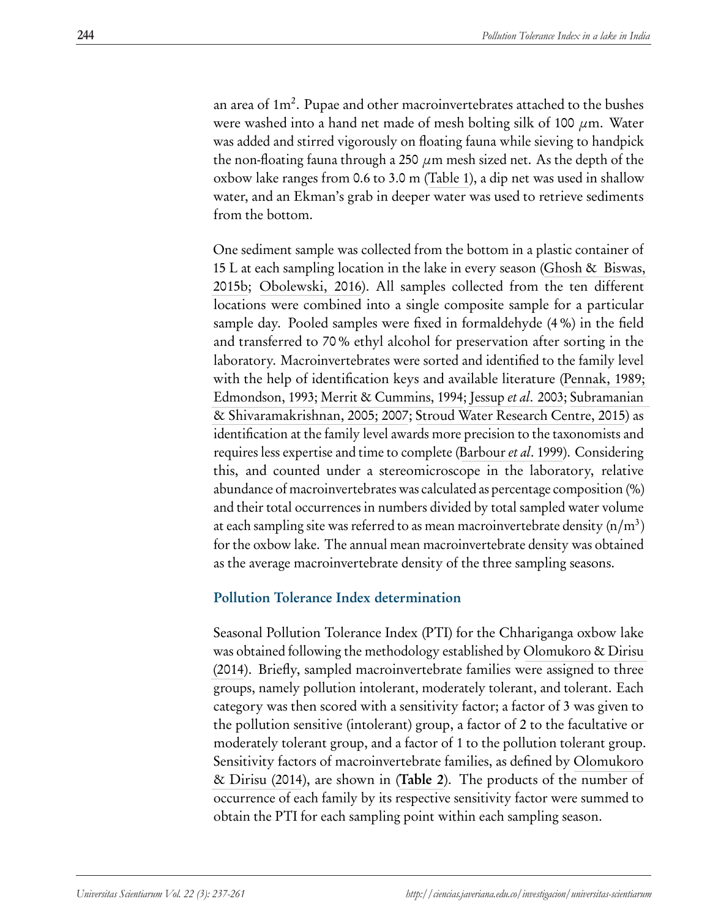an area of $1m^2$. Pupae and other macroinvertebrates attached to the bushes were washed into a hand net made of mesh bolting silk of 100 $\mu$m. Water was added and stirred vigorously on floating fauna while sieving to handpick the non-floating fauna through a 250 $\mu$m mesh sized net. As the depth of the oxbow lake ranges from 0.6 to 3.0 m (Table 1), a dip net was used in shallow water, and an Ekman's grab in deeper water was used to retrieve sediments from the bottom.

One sediment sample was collected from the bottom in a plastic container of 15 L at each sampling location in the lake in every season (Ghosh & Biswas, 2015b; Obolewski, 2016). All samples collected from the ten different locations were combined into a single composite sample for a particular sample day. Pooled samples were fixed in formaldehyde (4 %) in the field and transferred to 70 % ethyl alcohol for preservation after sorting in the laboratory. Macroinvertebrates were sorted and identified to the family level with the help of identification keys and available literature (Pennak, 1989; Edmondson, 1993; Merrit & Cummins, 1994; Jessup *et al*. 2003; Subramanian & Shivaramakrishnan, 2005; 2007; Stroud Water Research Centre, 2015) as identification at the family level awards more precision to the taxonomists and requires less expertise and time to complete (Barbour *et al*. 1999). Considering this, and counted under a stereomicroscope in the laboratory, relative abundance of macroinvertebrates was calculated as percentage composition (%) and their total occurrences in numbers divided by total sampled water volume at each sampling site was referred to as mean macroinvertebrate density ($n/m^3$) for the oxbow lake. The annual mean macroinvertebrate density was obtained as the average macroinvertebrate density of the three sampling seasons.

### Pollution Tolerance Index determination

Seasonal Pollution Tolerance Index (PTI) for the Chhariganga oxbow lake was obtained following the methodology established by Olomukoro & Dirisu (2014). Briefly, sampled macroinvertebrate families were assigned to three groups, namely pollution intolerant, moderately tolerant, and tolerant. Each category was then scored with a sensitivity factor; a factor of 3 was given to the pollution sensitive (intolerant) group, a factor of 2 to the facultative or moderately tolerant group, and a factor of 1 to the pollution tolerant group. Sensitivity factors of macroinvertebrate families, as defined by Olomukoro & Dirisu (2014), are shown in (**Table 2**). The products of the number of occurrence of each family by its respective sensitivity factor were summed to obtain the PTI for each sampling point within each sampling season.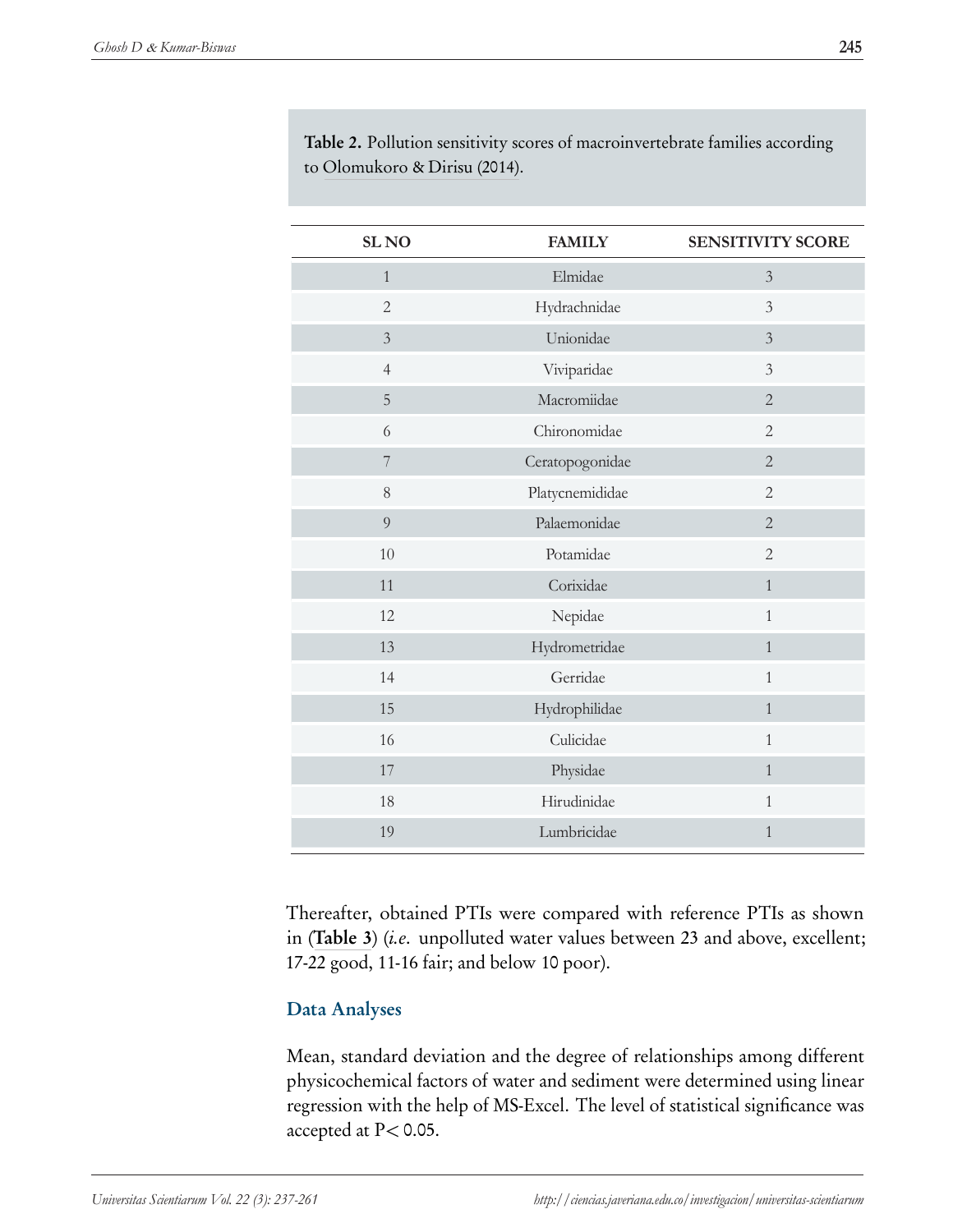**Table 2.** Pollution sensitivity scores of macroinvertebrate families according to Olomukoro & Dirisu (2014).

| SL NO | FAMILY | SENSITIVITY SCORE |
|---|---|---|
| 1 | Elmidae | 3 |
| 2 | Hydrachnidae | 3 |
| 3 | Unionidae | 3 |
| 4 | Viviparidae | 3 |
| 5 | Macromiidae | 2 |
| 6 | Chironomidae | 2 |
| 7 | Ceratopogonidae | 2 |
| 8 | Platycnemididae | 2 |
| 9 | Palaemonidae | 2 |
| 10 | Potamidae | 2 |
| 11 | Corixidae | 1 |
| 12 | Nepidae | 1 |
| 13 | Hydrometridae | 1 |
| 14 | Gerridae | 1 |
| 15 | Hydrophilidae | 1 |
| 16 | Culicidae | 1 |
| 17 | Physidae | 1 |
| 18 | Hirudinidae | 1 |
| 19 | Lumbricidae | 1 |

Thereafter, obtained PTIs were compared with reference PTIs as shown in (**Table 3**) (*i.e.* unpolluted water values between 23 and above, excellent; 17-22 good, 11-16 fair; and below 10 poor).

### Data Analyses

Mean, standard deviation and the degree of relationships among different physicochemical factors of water and sediment were determined using linear regression with the help of MS-Excel. The level of statistical significance was accepted at $P< 0.05$.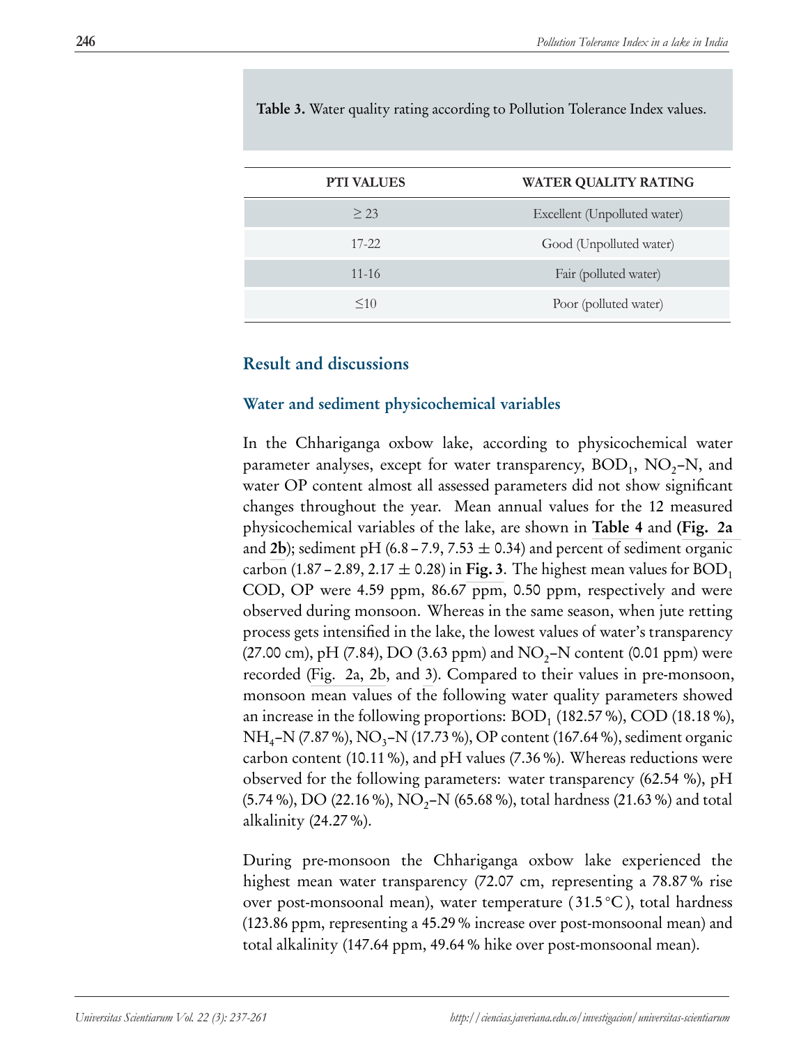**Table 3.** Water quality rating according to Pollution Tolerance Index values.

| PTI VALUES | WATER QUALITY RATING |
|---|---|
| $\geq 23$ | Excellent (Unpolluted water) |
| 17-22 | Good (Unpolluted water) |
| 11-16 | Fair (polluted water) |
| $\leq 10$ | Poor (polluted water) |

## Result and discussions

### Water and sediment physicochemical variables

In the Chhariganga oxbow lake, according to physicochemical water parameter analyses, except for water transparency, $BOD_1$, $NO_2$–N, and water OP content almost all assessed parameters did not show significant changes throughout the year. Mean annual values for the 12 measured physicochemical variables of the lake, are shown in **Table 4** and **(Fig. 2a** and **2b**); sediment pH (6.8 – 7.9, 7.53 ± 0.34) and percent of sediment organic carbon (1.87 – 2.89, 2.17 ± 0.28) in **Fig. 3**. The highest mean values for $BOD_1$ COD, OP were 4.59 ppm, 86.67 ppm, 0.50 ppm, respectively and were observed during monsoon. Whereas in the same season, when jute retting process gets intensified in the lake, the lowest values of water's transparency (27.00 cm), pH (7.84), DO (3.63 ppm) and $NO_2$–N content (0.01 ppm) were recorded (Fig. 2a, 2b, and 3). Compared to their values in pre-monsoon, monsoon mean values of the following water quality parameters showed an increase in the following proportions: $BOD_1$ (182.57 %), COD (18.18 %), $NH_4$–N (7.87 %), $NO_3$–N (17.73 %), OP content (167.64 %), sediment organic carbon content (10.11 %), and pH values (7.36 %). Whereas reductions were observed for the following parameters: water transparency (62.54 %), pH (5.74 %), DO (22.16 %), $NO_2$–N (65.68 %), total hardness (21.63 %) and total alkalinity (24.27 %).

During pre-monsoon the Chhariganga oxbow lake experienced the highest mean water transparency (72.07 cm, representing a 78.87 % rise over post-monsoonal mean), water temperature (31.5 °C), total hardness (123.86 ppm, representing a 45.29 % increase over post-monsoonal mean) and total alkalinity (147.64 ppm, 49.64 % hike over post-monsoonal mean).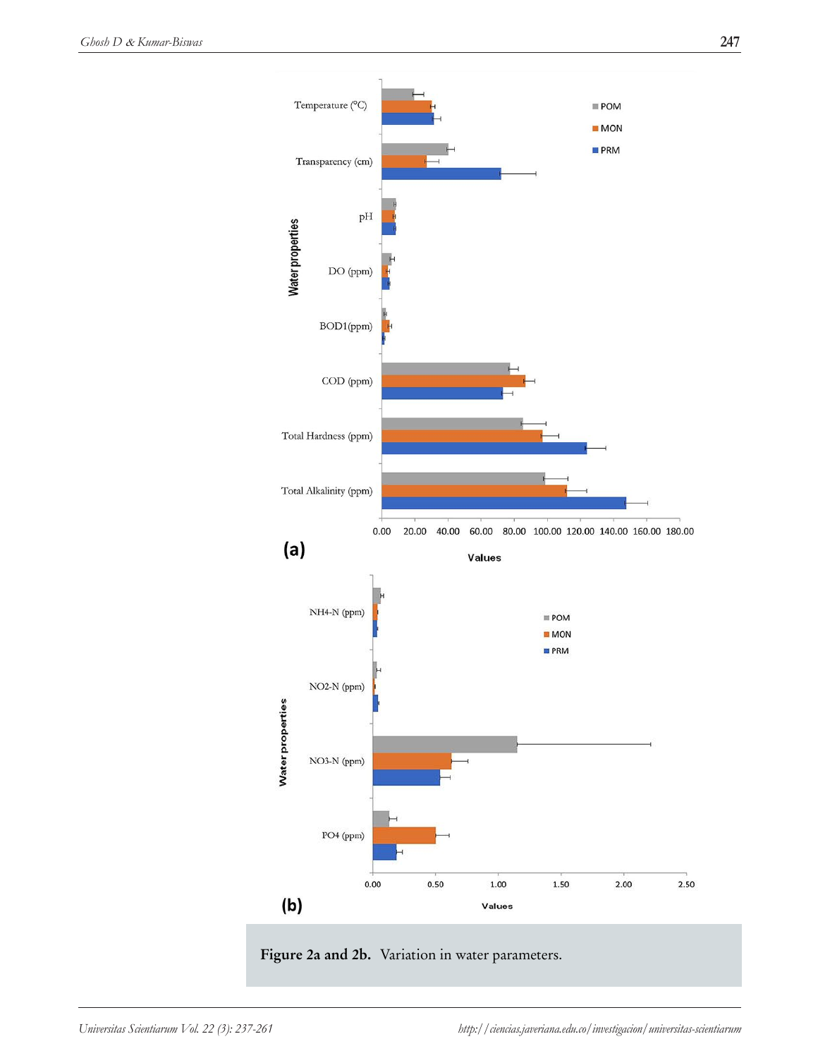**Figure 2a and 2b.** Variation in water parameters.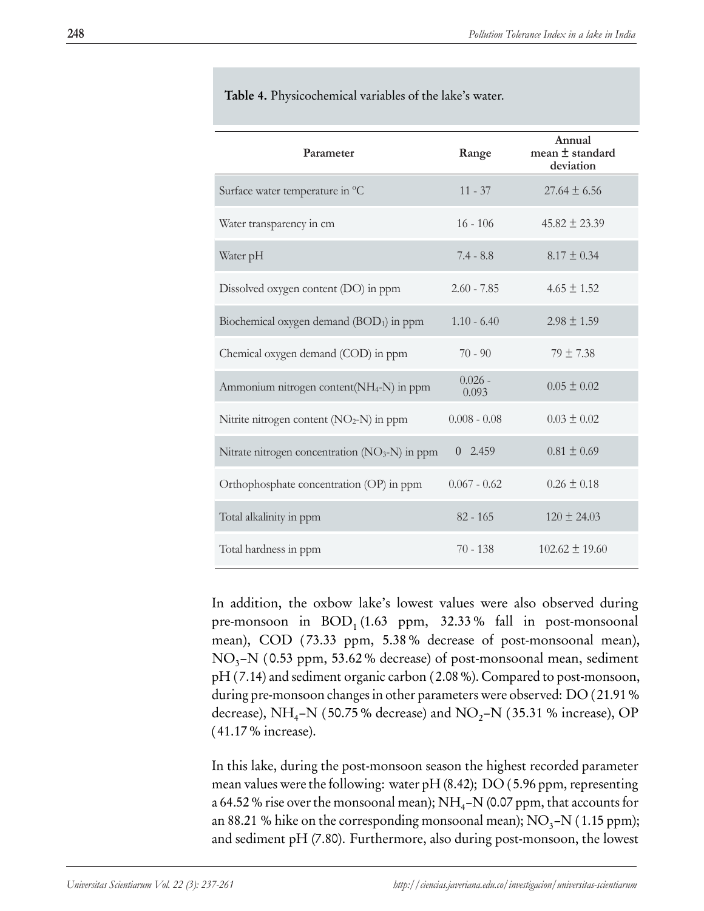**Table 4.** Physicochemical variables of the lake's water.

| Parameter | Range | Annual mean ± standard deviation |
|---|---|---|
| Surface water temperature in ºC | 11 - 37 | 27.64 ± 6.56 |
| Water transparency in cm | 16 - 106 | 45.82 ± 23.39 |
| Water pH | 7.4 - 8.8 | 8.17 ± 0.34 |
| Dissolved oxygen content (DO) in ppm | 2.60 - 7.85 | 4.65 ± 1.52 |
| Biochemical oxygen demand ($BOD_1$) in ppm | 1.10 - 6.40 | 2.98 ± 1.59 |
| Chemical oxygen demand (COD) in ppm | 70 - 90 | 79 ± 7.38 |
| Ammonium nitrogen content($NH_4$-N) in ppm | 0.026 - 0.093 | 0.05 ± 0.02 |
| Nitrite nitrogen content ($NO_2$-N) in ppm | 0.008 - 0.08 | 0.03 ± 0.02 |
| Nitrate nitrogen concentration ($NO_3$-N) in ppm | 0 2.459 | 0.81 ± 0.69 |
| Orthophosphate concentration (OP) in ppm | 0.067 - 0.62 | 0.26 ± 0.18 |
| Total alkalinity in ppm | 82 - 165 | 120 ± 24.03 |
| Total hardness in ppm | 70 - 138 | 102.62 ± 19.60 |

In addition, the oxbow lake's lowest values were also observed during pre-monsoon in $BOD_1$ (1.63 ppm, 32.33 % fall in post-monsoonal mean), COD (73.33 ppm, 5.38 % decrease of post-monsoonal mean), $NO_3$–N (0.53 ppm, 53.62 % decrease) of post-monsoonal mean, sediment pH (7.14) and sediment organic carbon (2.08 %). Compared to post-monsoon, during pre-monsoon changes in other parameters were observed: DO (21.91 % decrease), $NH_4$–N (50.75 % decrease) and $NO_2$–N (35.31 % increase), OP (41.17 % increase).

In this lake, during the post-monsoon season the highest recorded parameter mean values were the following: water pH (8.42); DO (5.96 ppm, representing a 64.52 % rise over the monsoonal mean); $NH_4$–N (0.07 ppm, that accounts for an 88.21 % hike on the corresponding monsoonal mean); $NO_3$–N (1.15 ppm); and sediment pH (7.80). Furthermore, also during post-monsoon, the lowest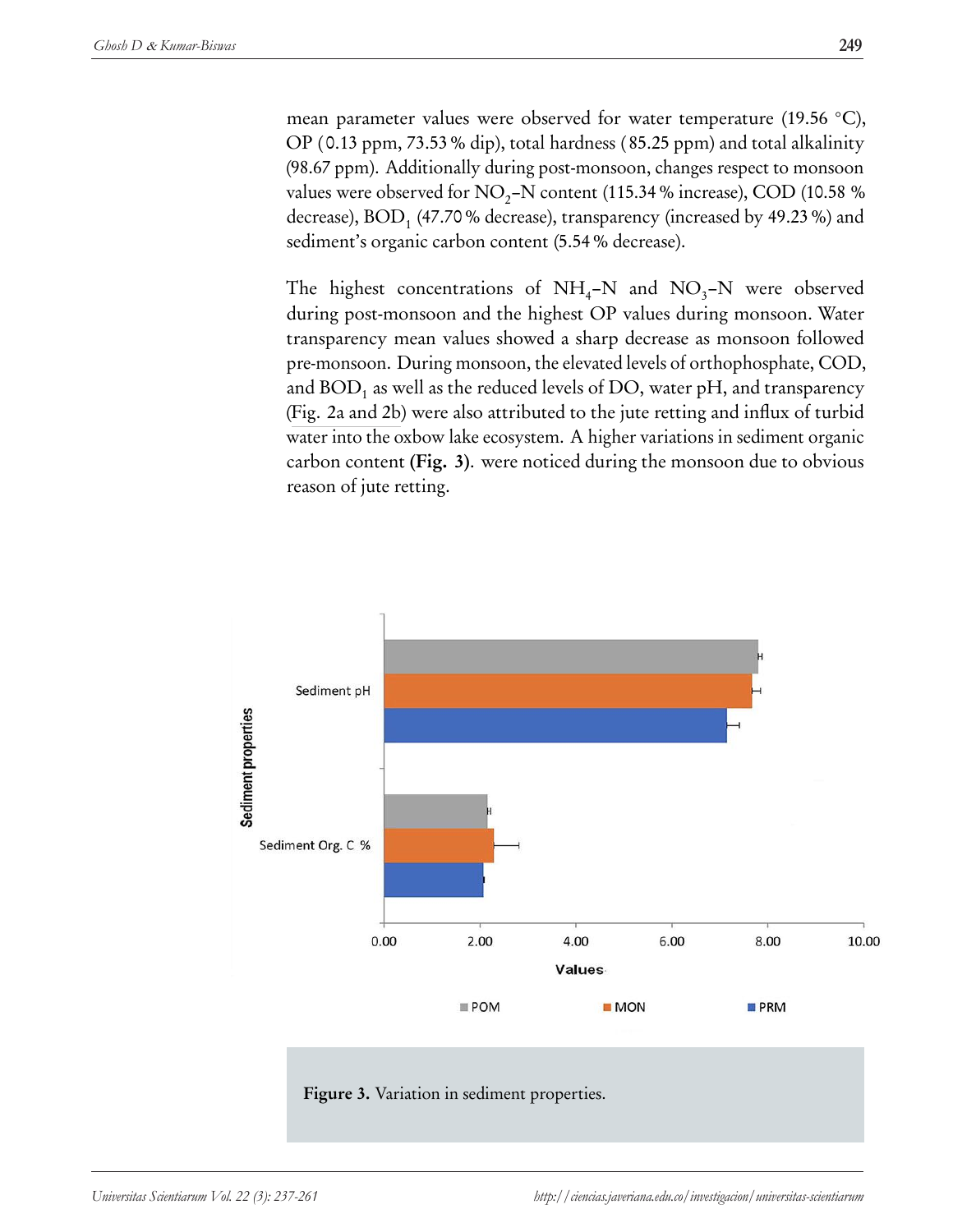mean parameter values were observed for water temperature (19.56 °C), OP (0.13 ppm, 73.53 % dip), total hardness (85.25 ppm) and total alkalinity (98.67 ppm). Additionally during post-monsoon, changes respect to monsoon values were observed for $NO_2$–N content (115.34 % increase), COD (10.58 % decrease), $BOD_1$ (47.70 % decrease), transparency (increased by 49.23 %) and sediment's organic carbon content (5.54 % decrease).

The highest concentrations of $NH_4$–N and $NO_3$–N were observed during post-monsoon and the highest OP values during monsoon. Water transparency mean values showed a sharp decrease as monsoon followed pre-monsoon. During monsoon, the elevated levels of orthophosphate, COD, and $BOD_1$ as well as the reduced levels of DO, water pH, and transparency (Fig. 2a and 2b) were also attributed to the jute retting and influx of turbid water into the oxbow lake ecosystem. A higher variations in sediment organic carbon content **(Fig. 3)**. were noticed during the monsoon due to obvious reason of jute retting.

**Figure 3.** Variation in sediment properties.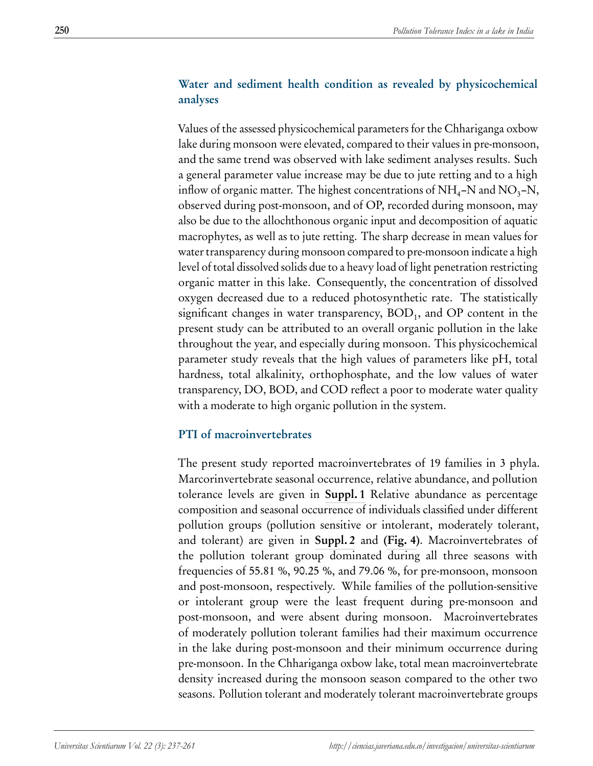## Water and sediment health condition as revealed by physicochemical analyses

Values of the assessed physicochemical parameters for the Chhariganga oxbow lake during monsoon were elevated, compared to their values in pre-monsoon, and the same trend was observed with lake sediment analyses results. Such a general parameter value increase may be due to jute retting and to a high inflow of organic matter. The highest concentrations of $NH_4$–N and $NO_3$–N, observed during post-monsoon, and of OP, recorded during monsoon, may also be due to the allochthonous organic input and decomposition of aquatic macrophytes, as well as to jute retting. The sharp decrease in mean values for water transparency during monsoon compared to pre-monsoon indicate a high level of total dissolved solids due to a heavy load of light penetration restricting organic matter in this lake. Consequently, the concentration of dissolved oxygen decreased due to a reduced photosynthetic rate. The statistically significant changes in water transparency, $BOD_1$, and OP content in the present study can be attributed to an overall organic pollution in the lake throughout the year, and especially during monsoon. This physicochemical parameter study reveals that the high values of parameters like pH, total hardness, total alkalinity, orthophosphate, and the low values of water transparency, DO, BOD, and COD reflect a poor to moderate water quality with a moderate to high organic pollution in the system.

## PTI of macroinvertebrates

The present study reported macroinvertebrates of 19 families in 3 phyla. Marcorinvertebrate seasonal occurrence, relative abundance, and pollution tolerance levels are given in **Suppl. 1** Relative abundance as percentage composition and seasonal occurrence of individuals classified under different pollution groups (pollution sensitive or intolerant, moderately tolerant, and tolerant) are given in **Suppl. 2** and **(Fig. 4)**. Macroinvertebrates of the pollution tolerant group dominated during all three seasons with frequencies of 55.81 %, 90.25 %, and 79.06 %, for pre-monsoon, monsoon and post-monsoon, respectively. While families of the pollution-sensitive or intolerant group were the least frequent during pre-monsoon and post-monsoon, and were absent during monsoon. Macroinvertebrates of moderately pollution tolerant families had their maximum occurrence in the lake during post-monsoon and their minimum occurrence during pre-monsoon. In the Chhariganga oxbow lake, total mean macroinvertebrate density increased during the monsoon season compared to the other two seasons. Pollution tolerant and moderately tolerant macroinvertebrate groups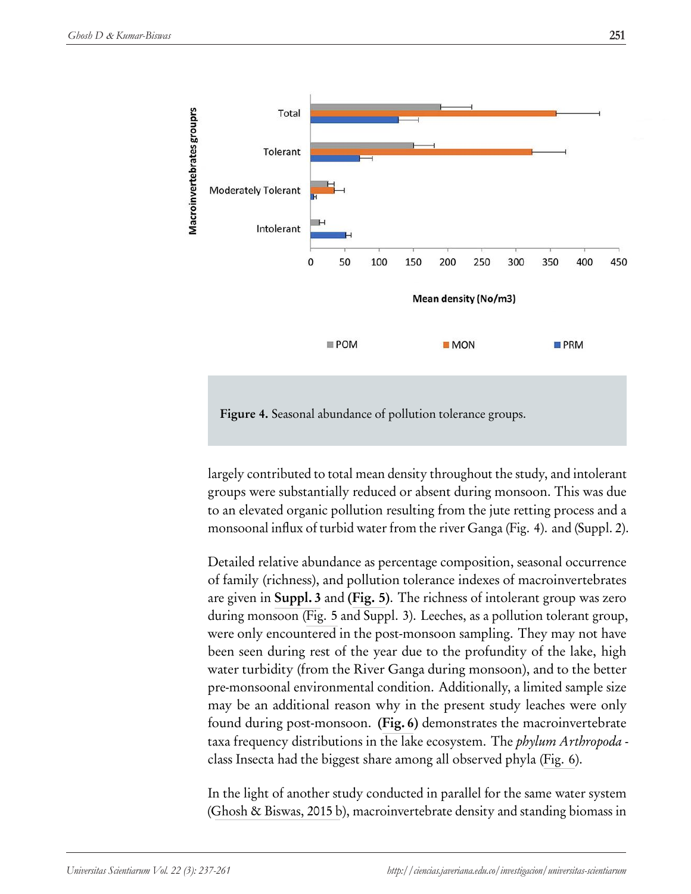Figure 4. Seasonal abundance of pollution tolerance groups.

largely contributed to total mean density throughout the study, and intolerant groups were substantially reduced or absent during monsoon. This was due to an elevated organic pollution resulting from the jute retting process and a monsoonal influx of turbid water from the river Ganga (Fig. 4). and (Suppl. 2).

Detailed relative abundance as percentage composition, seasonal occurrence of family (richness), and pollution tolerance indexes of macroinvertebrates are given in **Suppl. 3** and **(Fig. 5)**. The richness of intolerant group was zero during monsoon (Fig. 5 and Suppl. 3). Leeches, as a pollution tolerant group, were only encountered in the post-monsoon sampling. They may not have been seen during rest of the year due to the profundity of the lake, high water turbidity (from the River Ganga during monsoon), and to the better pre-monsoonal environmental condition. Additionally, a limited sample size may be an additional reason why in the present study leaches were only found during post-monsoon. **(Fig. 6)** demonstrates the macroinvertebrate taxa frequency distributions in the lake ecosystem. The *phylum Arthropoda* - class Insecta had the biggest share among all observed phyla (Fig. 6).

In the light of another study conducted in parallel for the same water system (Ghosh & Biswas, 2015 b), macroinvertebrate density and standing biomass in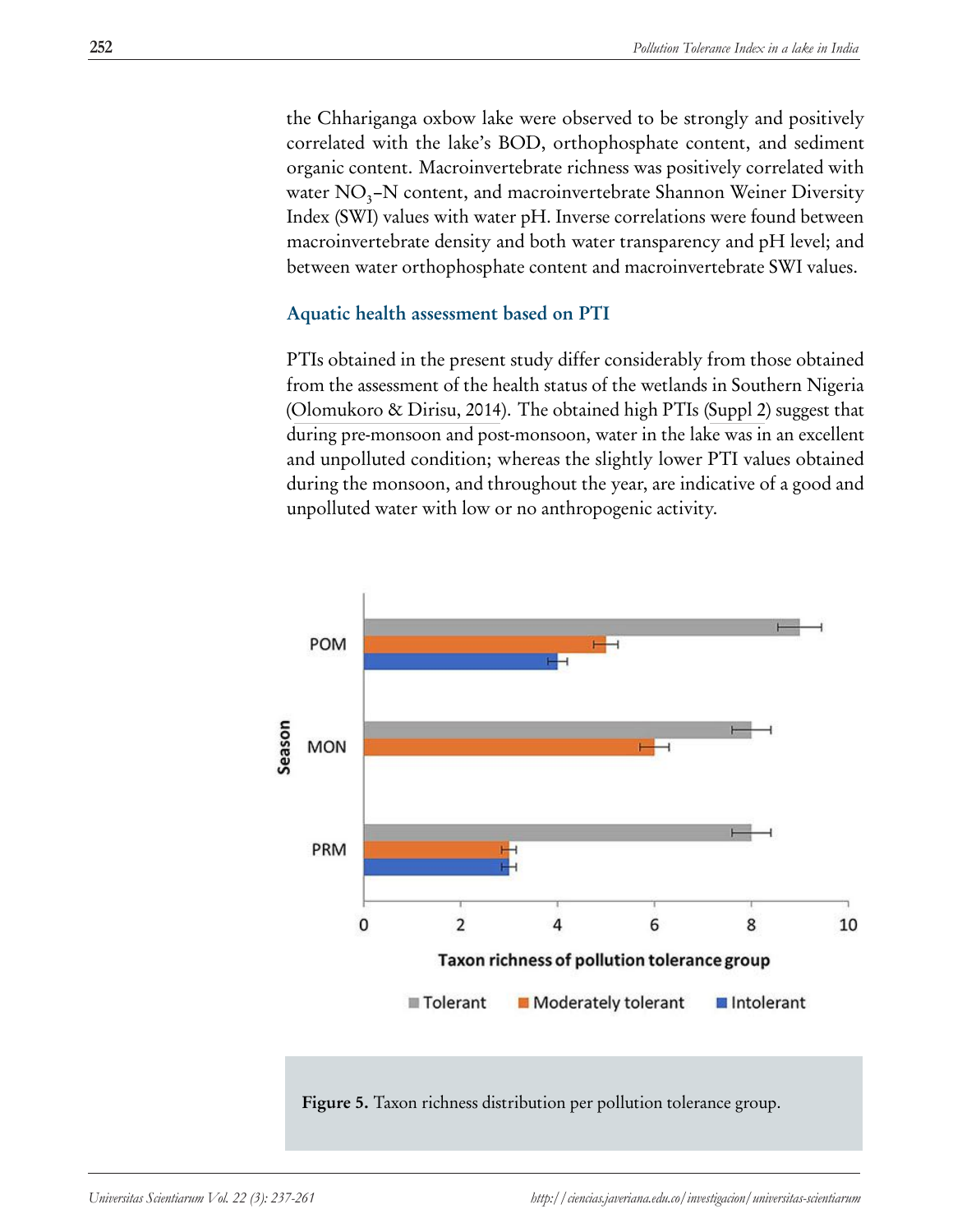the Chhariganga oxbow lake were observed to be strongly and positively correlated with the lake's BOD, orthophosphate content, and sediment organic content. Macroinvertebrate richness was positively correlated with water $NO_3$–N content, and macroinvertebrate Shannon Weiner Diversity Index (SWI) values with water pH. Inverse correlations were found between macroinvertebrate density and both water transparency and pH level; and between water orthophosphate content and macroinvertebrate SWI values.

### Aquatic health assessment based on PTI

PTIs obtained in the present study differ considerably from those obtained from the assessment of the health status of the wetlands in Southern Nigeria (Olomukoro & Dirisu, 2014). The obtained high PTIs (Suppl 2) suggest that during pre-monsoon and post-monsoon, water in the lake was in an excellent and unpolluted condition; whereas the slightly lower PTI values obtained during the monsoon, and throughout the year, are indicative of a good and unpolluted water with low or no anthropogenic activity.

**Figure 5.** Taxon richness distribution per pollution tolerance group.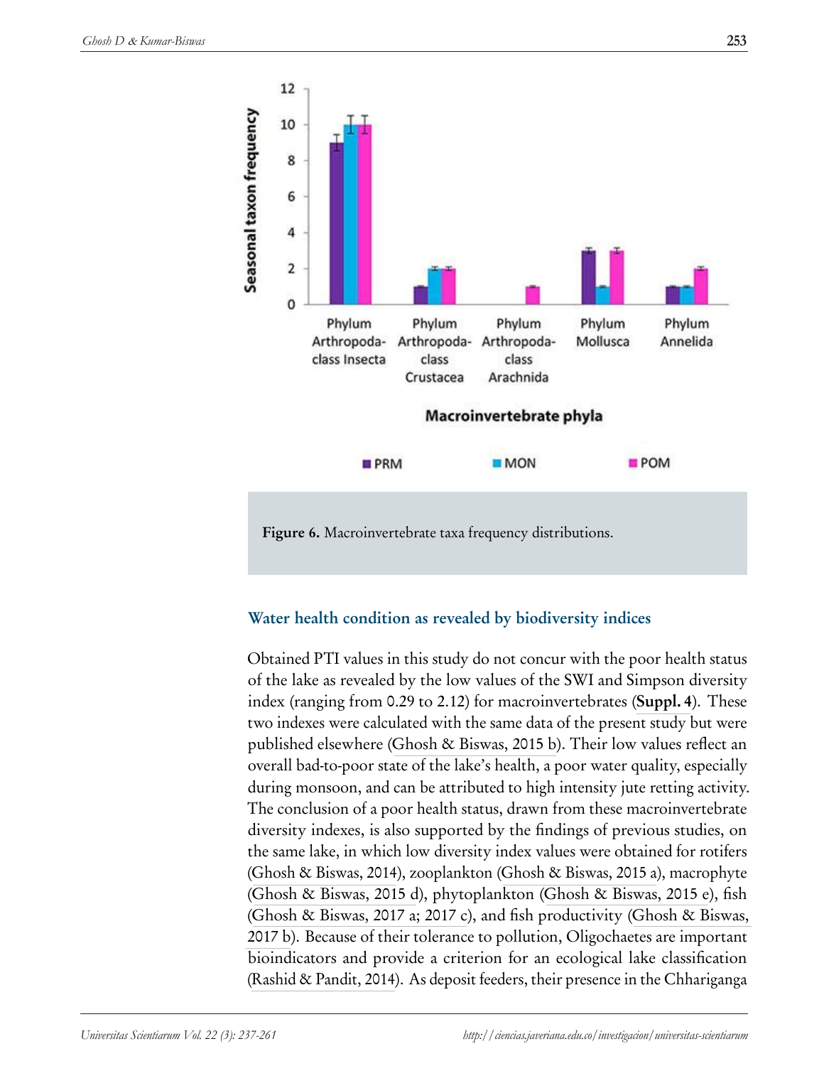**Figure 6.** Macroinvertebrate taxa frequency distributions.

### Water health condition as revealed by biodiversity indices

Obtained PTI values in this study do not concur with the poor health status of the lake as revealed by the low values of the SWI and Simpson diversity index (ranging from 0.29 to 2.12) for macroinvertebrates (**Suppl. 4**). These two indexes were calculated with the same data of the present study but were published elsewhere (Ghosh & Biswas, 2015 b). Their low values reflect an overall bad-to-poor state of the lake's health, a poor water quality, especially during monsoon, and can be attributed to high intensity jute retting activity. The conclusion of a poor health status, drawn from these macroinvertebrate diversity indexes, is also supported by the findings of previous studies, on the same lake, in which low diversity index values were obtained for rotifers (Ghosh & Biswas, 2014), zooplankton (Ghosh & Biswas, 2015 a), macrophyte (Ghosh & Biswas, 2015 d), phytoplankton (Ghosh & Biswas, 2015 e), fish (Ghosh & Biswas, 2017 a; 2017 c), and fish productivity (Ghosh & Biswas, 2017 b). Because of their tolerance to pollution, Oligochaetes are important bioindicators and provide a criterion for an ecological lake classification (Rashid & Pandit, 2014). As deposit feeders, their presence in the Chhariganga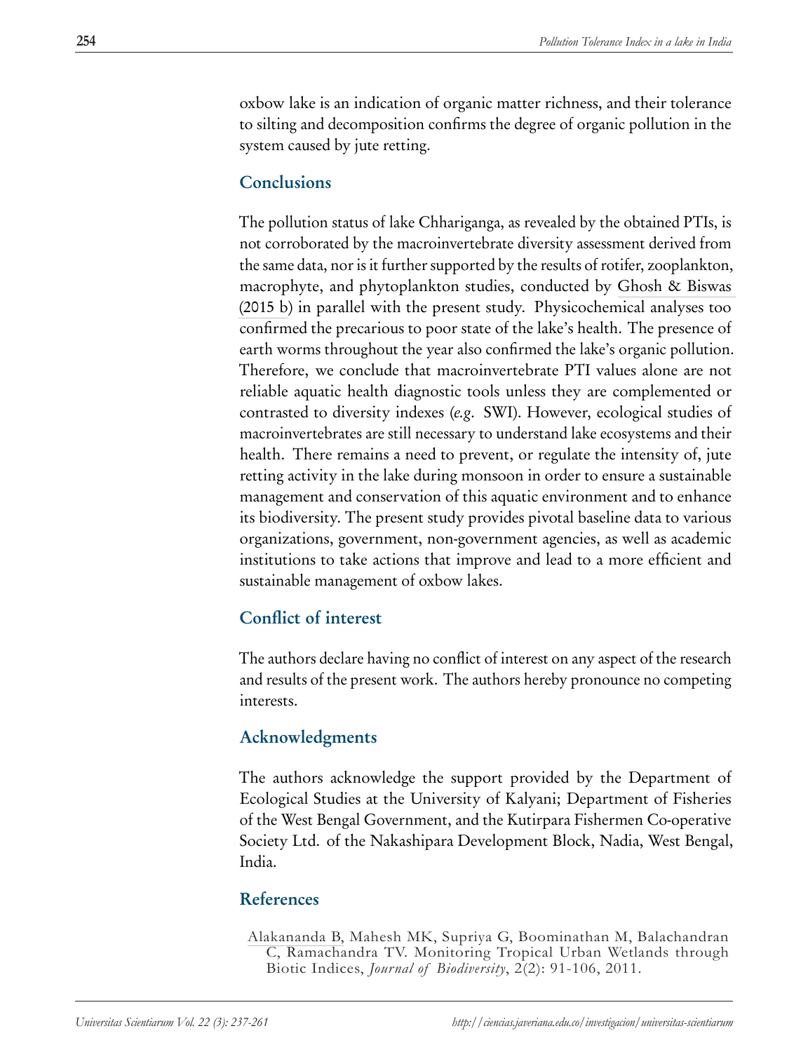oxbow lake is an indication of organic matter richness, and their tolerance to silting and decomposition confirms the degree of organic pollution in the system caused by jute retting.

## Conclusions

The pollution status of lake Chhariganga, as revealed by the obtained PTIs, is not corroborated by the macroinvertebrate diversity assessment derived from the same data, nor is it further supported by the results of rotifer, zooplankton, macrophyte, and phytoplankton studies, conducted by Ghosh & Biswas (2015 b) in parallel with the present study. Physicochemical analyses too confirmed the precarious to poor state of the lake's health. The presence of earth worms throughout the year also confirmed the lake's organic pollution. Therefore, we conclude that macroinvertebrate PTI values alone are not reliable aquatic health diagnostic tools unless they are complemented or contrasted to diversity indexes (*e.g.* SWI). However, ecological studies of macroinvertebrates are still necessary to understand lake ecosystems and their health. There remains a need to prevent, or regulate the intensity of, jute retting activity in the lake during monsoon in order to ensure a sustainable management and conservation of this aquatic environment and to enhance its biodiversity. The present study provides pivotal baseline data to various organizations, government, non-government agencies, as well as academic institutions to take actions that improve and lead to a more efficient and sustainable management of oxbow lakes.

## Conflict of interest

The authors declare having no conflict of interest on any aspect of the research and results of the present work. The authors hereby pronounce no competing interests.

## Acknowledgments

The authors acknowledge the support provided by the Department of Ecological Studies at the University of Kalyani; Department of Fisheries of the West Bengal Government, and the Kutirpara Fishermen Co-operative Society Ltd. of the Nakashipara Development Block, Nadia, West Bengal, India.

## References

Alakananda B, Mahesh MK, Supriya G, Boominathan M, Balachandran C, Ramachandra TV. Monitoring Tropical Urban Wetlands through Biotic Indices, *Journal of Biodiversity*, 2(2): 91-106, 2011.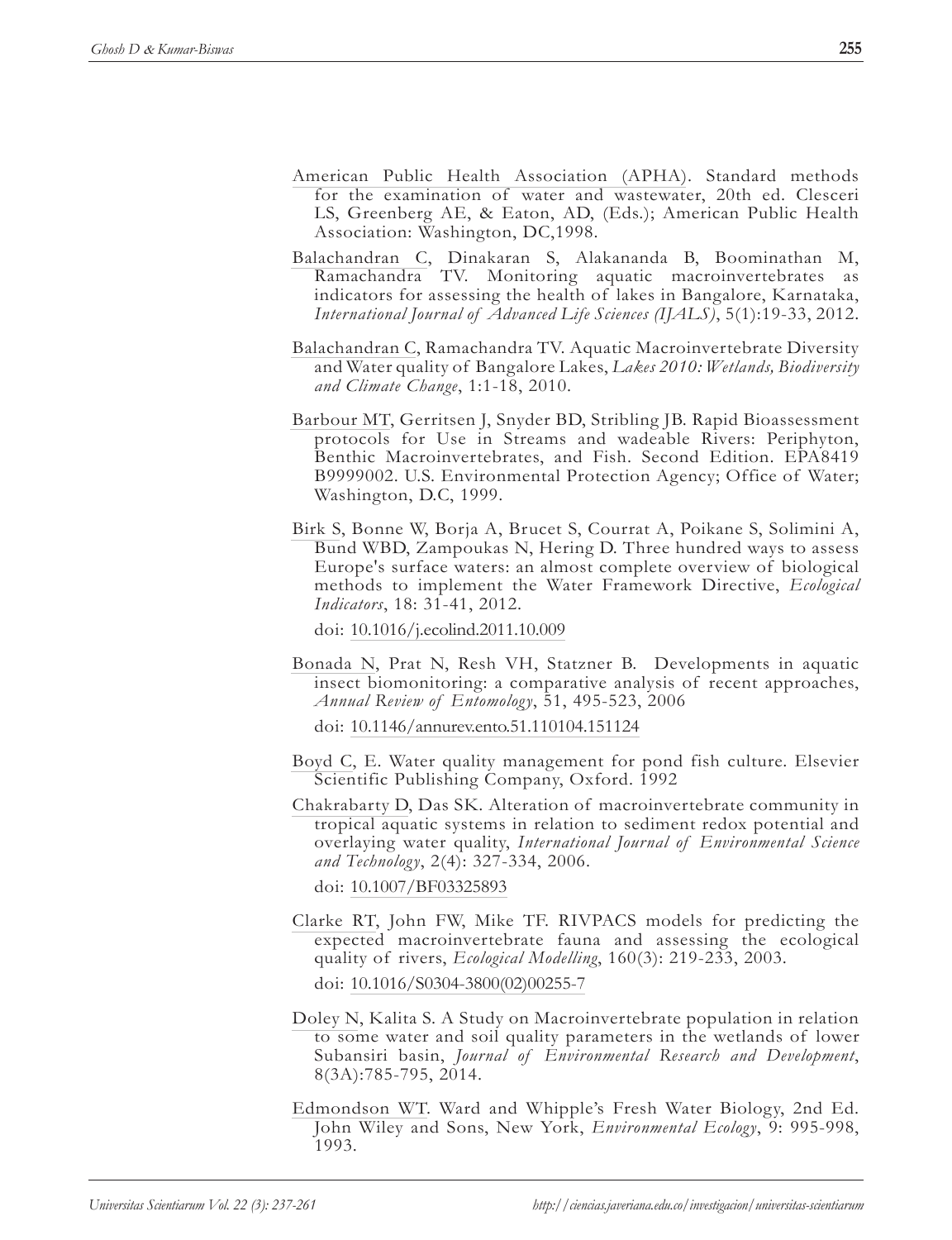American Public Health Association (APHA). Standard methods for the examination of water and wastewater, 20th ed. Clesceri LS, Greenberg AE, & Eaton, AD, (Eds.); American Public Health Association: Washington, DC,1998.

Balachandran C, Dinakaran S, Alakananda B, Boominathan M, Ramachandra TV. Monitoring aquatic macroinvertebrates as indicators for assessing the health of lakes in Bangalore, Karnataka, *International Journal of Advanced Life Sciences (IJALS)*, 5(1):19-33, 2012.

Balachandran C, Ramachandra TV. Aquatic Macroinvertebrate Diversity and Water quality of Bangalore Lakes, *Lakes 2010: Wetlands, Biodiversity and Climate Change*, 1:1-18, 2010.

Barbour MT, Gerritsen J, Snyder BD, Stribling JB. Rapid Bioassessment protocols for Use in Streams and wadeable Rivers: Periphyton, Benthic Macroinvertebrates, and Fish. Second Edition. EPA8419 B9999002. U.S. Environmental Protection Agency; Office of Water; Washington, D.C, 1999.

Birk S, Bonne W, Borja A, Brucet S, Courrat A, Poikane S, Solimini A, Bund WBD, Zampoukas N, Hering D. Three hundred ways to assess Europe's surface waters: an almost complete overview of biological methods to implement the Water Framework Directive, *Ecological Indicators*, 18: 31-41, 2012.

doi: 10.1016/j.ecolind.2011.10.009

Bonada N, Prat N, Resh VH, Statzner B. Developments in aquatic insect biomonitoring: a comparative analysis of recent approaches, *Annual Review of Entomology*, 51, 495-523, 2006

doi: 10.1146/annurev.ento.51.110104.151124

Boyd C, E. Water quality management for pond fish culture. Elsevier Scientific Publishing Company, Oxford. 1992

Chakrabarty D, Das SK. Alteration of macroinvertebrate community in tropical aquatic systems in relation to sediment redox potential and overlaying water quality, *International Journal of Environmental Science and Technology*, 2(4): 327-334, 2006.

doi: 10.1007/BF03325893

Clarke RT, John FW, Mike TF. RIVPACS models for predicting the expected macroinvertebrate fauna and assessing the ecological quality of rivers, *Ecological Modelling*, 160(3): 219-233, 2003.

doi: 10.1016/S0304-3800(02)00255-7

Doley N, Kalita S. A Study on Macroinvertebrate population in relation to some water and soil quality parameters in the wetlands of lower Subansiri basin, *Journal of Environmental Research and Development*, 8(3A):785-795, 2014.

Edmondson WT. Ward and Whipple's Fresh Water Biology, 2nd Ed. John Wiley and Sons, New York, *Environmental Ecology*, 9: 995-998, 1993.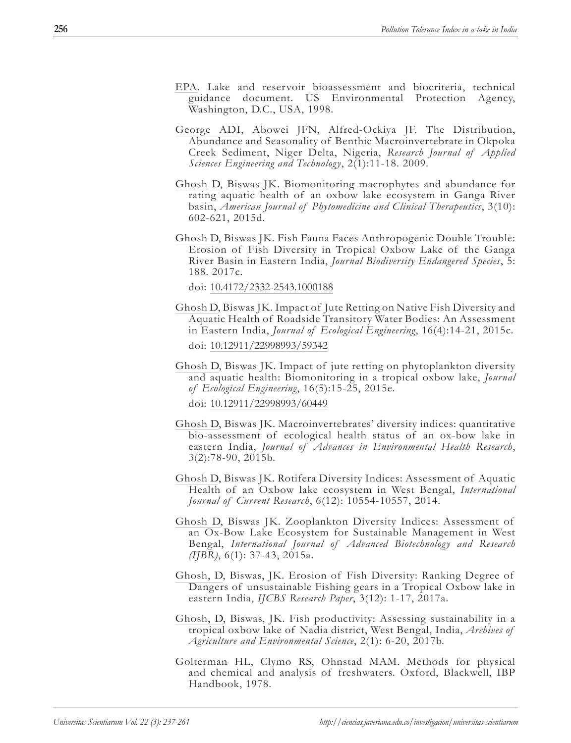EPA. Lake and reservoir bioassessment and biocriteria, technical guidance document. US Environmental Protection Agency, Washington, D.C., USA, 1998.

George ADI, Abowei JFN, Alfred-Ockiya JF. The Distribution, Abundance and Seasonality of Benthic Macroinvertebrate in Okpoka Creek Sediment, Niger Delta, Nigeria, *Research Journal of Applied Sciences Engineering and Technology*, 2(1):11-18. 2009.

Ghosh D, Biswas JK. Biomonitoring macrophytes and abundance for rating aquatic health of an oxbow lake ecosystem in Ganga River basin, *American Journal of Phytomedicine and Clinical Therapeutics*, 3(10): 602-621, 2015d.

Ghosh D, Biswas JK. Fish Fauna Faces Anthropogenic Double Trouble: Erosion of Fish Diversity in Tropical Oxbow Lake of the Ganga River Basin in Eastern India, *Journal Biodiversity Endangered Species*, 5: 188. 2017c.

doi: 10.4172/2332-2543.1000188

Ghosh D, Biswas JK. Impact of Jute Retting on Native Fish Diversity and Aquatic Health of Roadside Transitory Water Bodies: An Assessment in Eastern India, *Journal of Ecological Engineering*, 16(4):14-21, 2015c.

doi: 10.12911/22998993/59342

Ghosh D, Biswas JK. Impact of jute retting on phytoplankton diversity and aquatic health: Biomonitoring in a tropical oxbow lake, *Journal of Ecological Engineering*, 16(5):15-25, 2015e.

doi: 10.12911/22998993/60449

Ghosh D, Biswas JK. Macroinvertebrates' diversity indices: quantitative bio-assessment of ecological health status of an ox-bow lake in eastern India, *Journal of Advances in Environmental Health Research*, 3(2):78-90, 2015b.

Ghosh D, Biswas JK. Rotifera Diversity Indices: Assessment of Aquatic Health of an Oxbow lake ecosystem in West Bengal, *International Journal of Current Research*, 6(12): 10554-10557, 2014.

Ghosh D, Biswas JK. Zooplankton Diversity Indices: Assessment of an Ox-Bow Lake Ecosystem for Sustainable Management in West Bengal, *International Journal of Advanced Biotechnology and Research (IJBR)*, 6(1): 37-43, 2015a.

Ghosh, D, Biswas, JK. Erosion of Fish Diversity: Ranking Degree of Dangers of unsustainable Fishing gears in a Tropical Oxbow lake in eastern India, *IJCBS Research Paper*, 3(12): 1-17, 2017a.

Ghosh, D, Biswas, JK. Fish productivity: Assessing sustainability in a tropical oxbow lake of Nadia district, West Bengal, India, *Archives of Agriculture and Environmental Science*, 2(1): 6-20, 2017b.

Golterman HL, Clymo RS, Ohnstad MAM. Methods for physical and chemical and analysis of freshwaters. Oxford, Blackwell, IBP Handbook, 1978.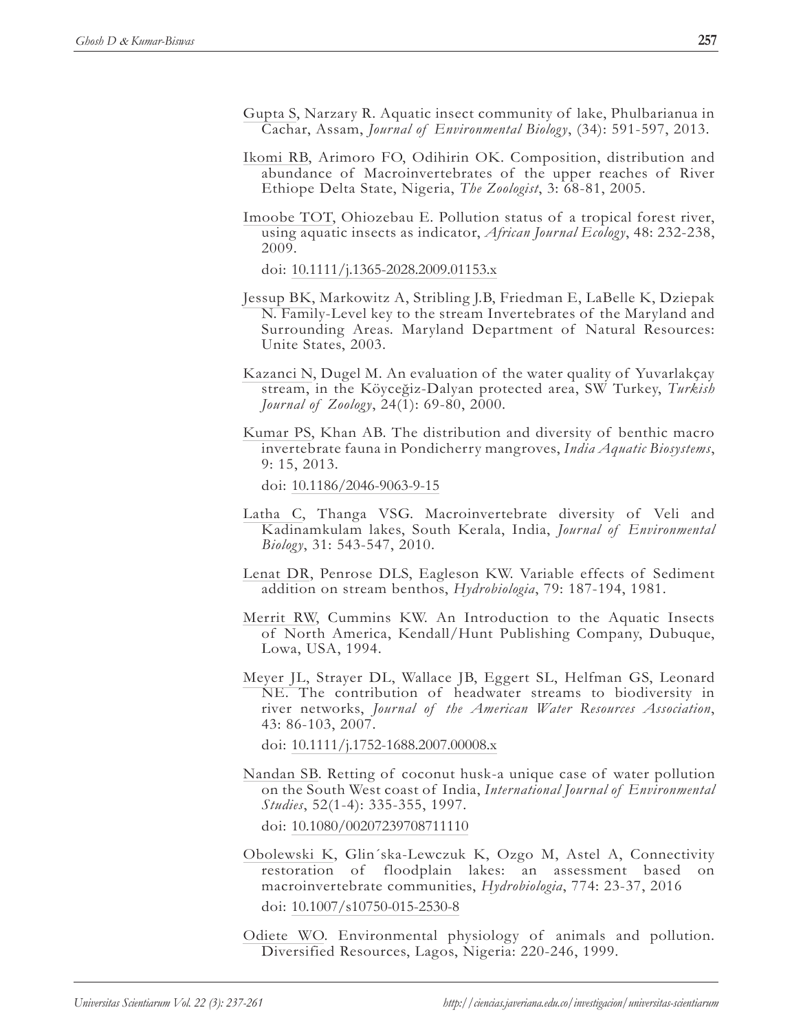Gupta S, Narzary R. Aquatic insect community of lake, Phulbarianua in Cachar, Assam, *Journal of Environmental Biology*, (34): 591-597, 2013.

Ikomi RB, Arimoro FO, Odihirin OK. Composition, distribution and abundance of Macroinvertebrates of the upper reaches of River Ethiope Delta State, Nigeria, *The Zoologist*, 3: 68-81, 2005.

Imoobe TOT, Ohiozebau E. Pollution status of a tropical forest river, using aquatic insects as indicator, *African Journal Ecology*, 48: 232-238, 2009.

doi: 10.1111/j.1365-2028.2009.01153.x

Jessup BK, Markowitz A, Stribling J.B, Friedman E, LaBelle K, Dziepak N. Family-Level key to the stream Invertebrates of the Maryland and Surrounding Areas. Maryland Department of Natural Resources: Unite States, 2003.

Kazanci N, Dugel M. An evaluation of the water quality of Yuvarlakçay stream, in the Köyceğiz-Dalyan protected area, SW Turkey, *Turkish Journal of Zoology*, 24(1): 69-80, 2000.

Kumar PS, Khan AB. The distribution and diversity of benthic macro invertebrate fauna in Pondicherry mangroves, *India Aquatic Biosystems*, 9: 15, 2013.

doi: 10.1186/2046-9063-9-15

Latha C, Thanga VSG. Macroinvertebrate diversity of Veli and Kadinamkulam lakes, South Kerala, India, *Journal of Environmental Biology*, 31: 543-547, 2010.

Lenat DR, Penrose DLS, Eagleson KW. Variable effects of Sediment addition on stream benthos, *Hydrobiologia*, 79: 187-194, 1981.

Merrit RW, Cummins KW. An Introduction to the Aquatic Insects of North America, Kendall/Hunt Publishing Company, Dubuque, Lowa, USA, 1994.

Meyer JL, Strayer DL, Wallace JB, Eggert SL, Helfman GS, Leonard NE. The contribution of headwater streams to biodiversity in river networks, *Journal of the American Water Resources Association*, 43: 86-103, 2007.

doi: 10.1111/j.1752-1688.2007.00008.x

Nandan SB. Retting of coconut husk-a unique case of water pollution on the South West coast of India, *International Journal of Environmental Studies*, 52(1-4): 335-355, 1997.

doi: 10.1080/00207239708711110

Obolewski K, Glin´ska-Lewczuk K, Ozgo M, Astel A, Connectivity restoration of floodplain lakes: an assessment based on macroinvertebrate communities, *Hydrobiologia*, 774: 23-37, 2016

doi: 10.1007/s10750-015-2530-8

Odiete WO. Environmental physiology of animals and pollution. Diversified Resources, Lagos, Nigeria: 220-246, 1999.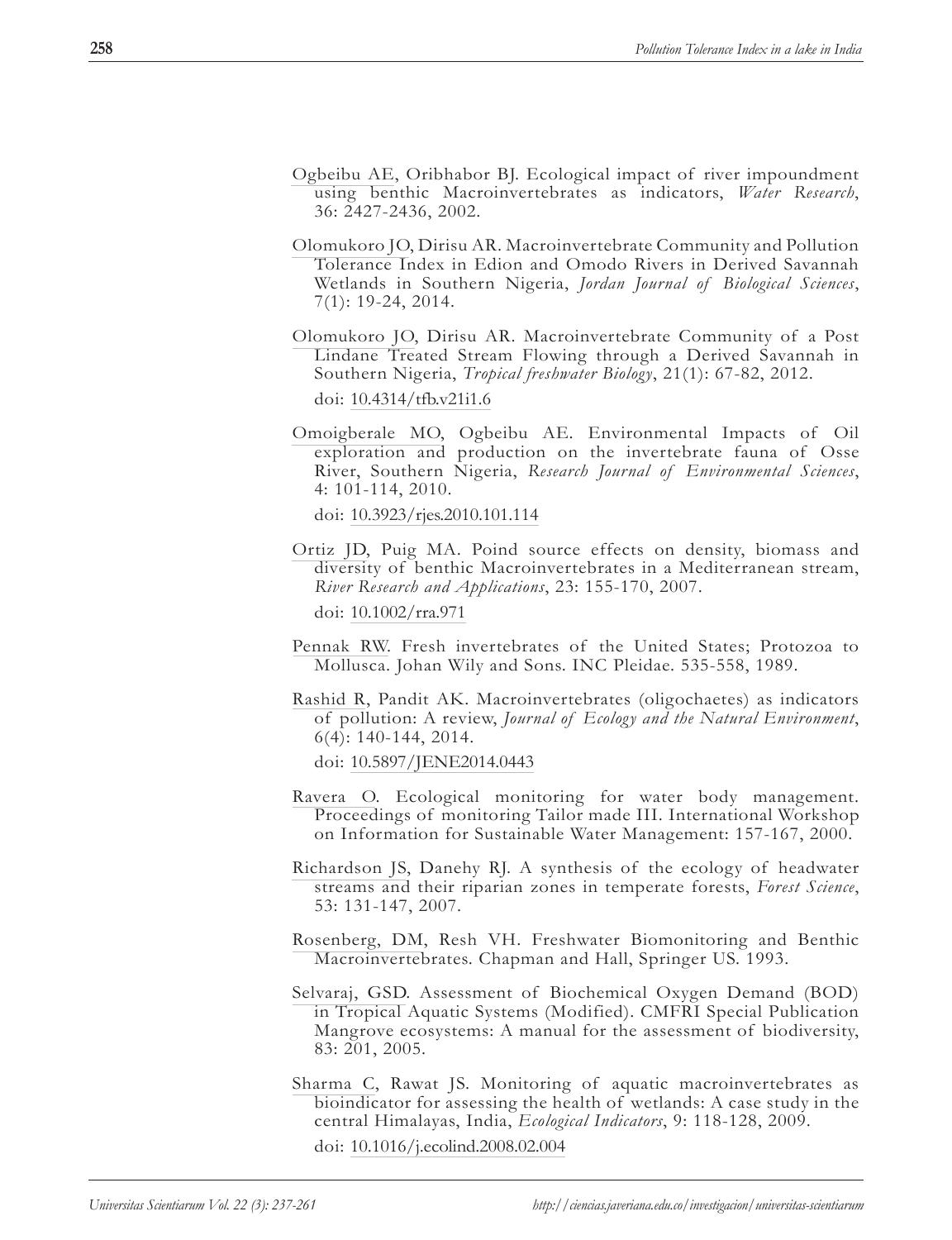Ogbeibu AE, Oribhabor BJ. Ecological impact of river impoundment using benthic Macroinvertebrates as indicators, *Water Research*, 36: 2427-2436, 2002.

Olomukoro JO, Dirisu AR. Macroinvertebrate Community and Pollution Tolerance Index in Edion and Omodo Rivers in Derived Savannah Wetlands in Southern Nigeria, *Jordan Journal of Biological Sciences*, 7(1): 19-24, 2014.

Olomukoro JO, Dirisu AR. Macroinvertebrate Community of a Post Lindane Treated Stream Flowing through a Derived Savannah in Southern Nigeria, *Tropical freshwater Biology*, 21(1): 67-82, 2012.

doi: 10.4314/tfb.v21i1.6

Omoigberale MO, Ogbeibu AE. Environmental Impacts of Oil exploration and production on the invertebrate fauna of Osse River, Southern Nigeria, *Research Journal of Environmental Sciences*, 4: 101-114, 2010.

doi: 10.3923/rjes.2010.101.114

Ortiz JD, Puig MA. Poind source effects on density, biomass and diversity of benthic Macroinvertebrates in a Mediterranean stream, *River Research and Applications*, 23: 155-170, 2007.

doi: 10.1002/rra.971

Pennak RW. Fresh invertebrates of the United States; Protozoa to Mollusca. Johan Wily and Sons. INC Pleidae. 535-558, 1989.

Rashid R, Pandit AK. Macroinvertebrates (oligochaetes) as indicators of pollution: A review, *Journal of Ecology and the Natural Environment*, 6(4): 140-144, 2014.

doi: 10.5897/JENE2014.0443

Ravera O. Ecological monitoring for water body management. Proceedings of monitoring Tailor made III. International Workshop on Information for Sustainable Water Management: 157-167, 2000.

Richardson JS, Danehy RJ. A synthesis of the ecology of headwater streams and their riparian zones in temperate forests, *Forest Science*, 53: 131-147, 2007.

Rosenberg, DM, Resh VH. Freshwater Biomonitoring and Benthic Macroinvertebrates. Chapman and Hall, Springer US. 1993.

Selvaraj, GSD. Assessment of Biochemical Oxygen Demand (BOD) in Tropical Aquatic Systems (Modified). CMFRI Special Publication Mangrove ecosystems: A manual for the assessment of biodiversity, 83: 201, 2005.

Sharma C, Rawat JS. Monitoring of aquatic macroinvertebrates as bioindicator for assessing the health of wetlands: A case study in the central Himalayas, India, *Ecological Indicators*, 9: 118-128, 2009.

doi: 10.1016/j.ecolind.2008.02.004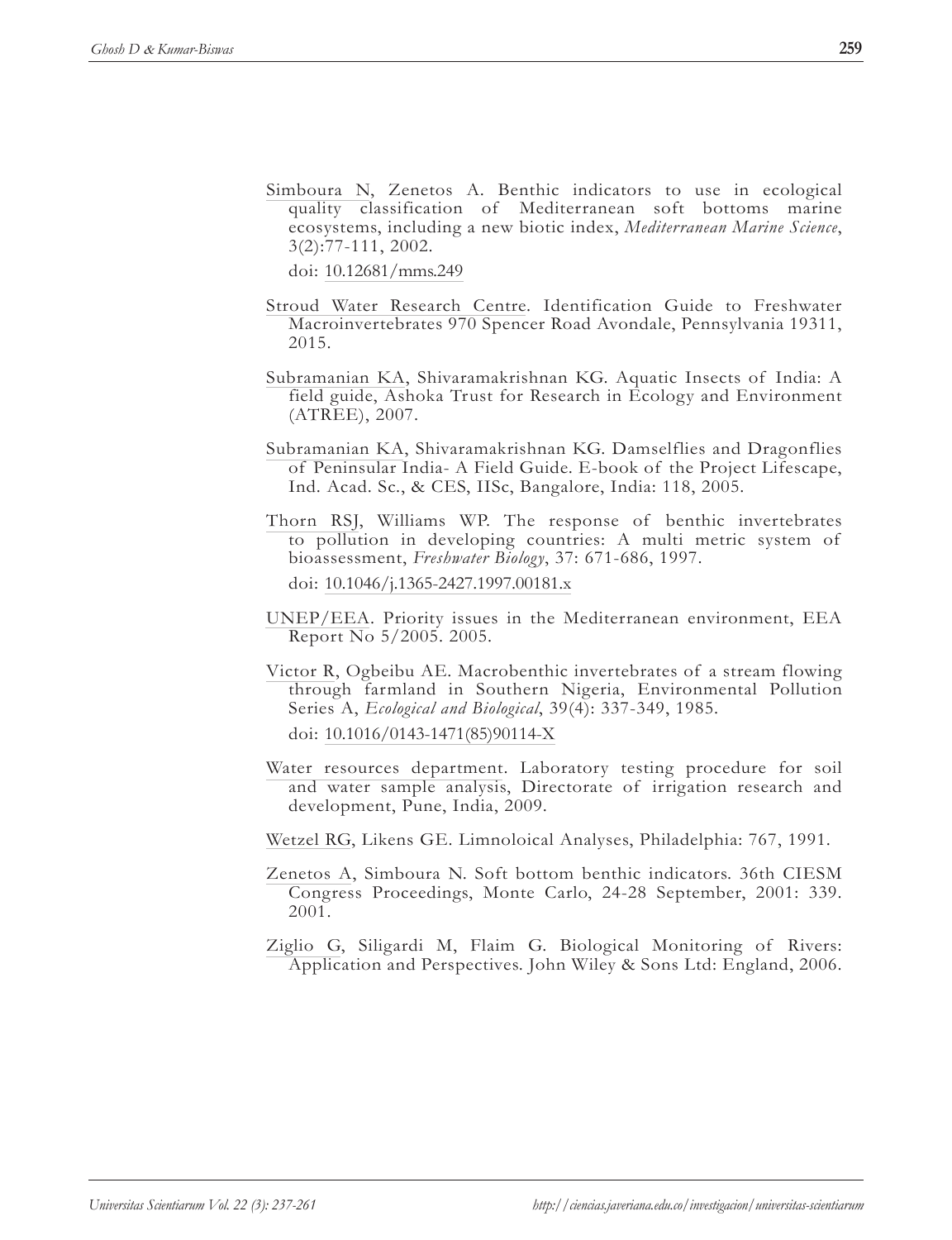Simboura N, Zenetos A. Benthic indicators to use in ecological quality classification of Mediterranean soft bottoms marine ecosystems, including a new biotic index, *Mediterranean Marine Science*, 3(2):77-111, 2002.

doi: 10.12681/mms.249

Stroud Water Research Centre. Identification Guide to Freshwater Macroinvertebrates 970 Spencer Road Avondale, Pennsylvania 19311, 2015.

Subramanian KA, Shivaramakrishnan KG. Aquatic Insects of India: A field guide, Ashoka Trust for Research in Ecology and Environment (ATREE), 2007.

Subramanian KA, Shivaramakrishnan KG. Damselflies and Dragonflies of Peninsular India- A Field Guide. E-book of the Project Lifescape, Ind. Acad. Sc., & CES, IISc, Bangalore, India: 118, 2005.

Thorn RSJ, Williams WP. The response of benthic invertebrates to pollution in developing countries: A multi metric system of bioassessment, *Freshwater Biology*, 37: 671-686, 1997.

doi: 10.1046/j.1365-2427.1997.00181.x

UNEP/EEA. Priority issues in the Mediterranean environment, EEA Report No 5/2005. 2005.

Victor R, Ogbeibu AE. Macrobenthic invertebrates of a stream flowing through farmland in Southern Nigeria, Environmental Pollution Series A, *Ecological and Biological*, 39(4): 337-349, 1985.

doi: 10.1016/0143-1471(85)90114-X

Water resources department. Laboratory testing procedure for soil and water sample analysis, Directorate of irrigation research and development, Pune, India, 2009.

Wetzel RG, Likens GE. Limnoloical Analyses, Philadelphia: 767, 1991.

Zenetos A, Simboura N. Soft bottom benthic indicators. 36th CIESM Congress Proceedings, Monte Carlo, 24-28 September, 2001: 339. 2001.

Ziglio G, Siligardi M, Flaim G. Biological Monitoring of Rivers: Application and Perspectives. John Wiley & Sons Ltd: England, 2006.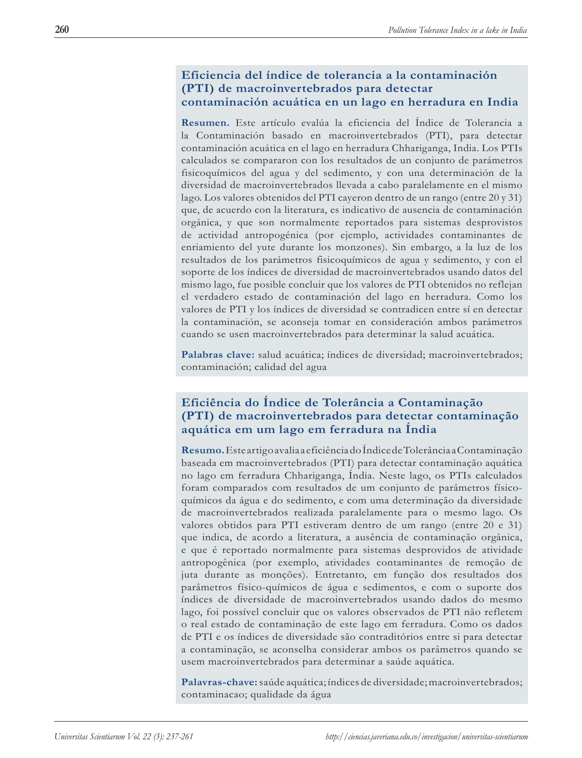## Eficiencia del índice de tolerancia a la contaminación (PTI) de macroinvertebrados para detectar contaminación acuática en un lago en herradura en India

**Resumen.** Este artículo evalúa la eficiencia del Índice de Tolerancia a la Contaminación basado en macroinvertebrados (PTI), para detectar contaminación acuática en el lago en herradura Chhariganga, India. Los PTIs calculados se compararon con los resultados de un conjunto de parámetros fisicoquímicos del agua y del sedimento, y con una determinación de la diversidad de macroinvertebrados llevada a cabo paralelamente en el mismo lago. Los valores obtenidos del PTI cayeron dentro de un rango (entre 20 y 31) que, de acuerdo con la literatura, es indicativo de ausencia de contaminación orgánica, y que son normalmente reportados para sistemas desprovistos de actividad antropogénica (por ejemplo, actividades contaminantes de enriamiento del yute durante los monzones). Sin embargo, a la luz de los resultados de los parámetros fisicoquímicos de agua y sedimento, y con el soporte de los índices de diversidad de macroinvertebrados usando datos del mismo lago, fue posible concluir que los valores de PTI obtenidos no reflejan el verdadero estado de contaminación del lago en herradura. Como los valores de PTI y los índices de diversidad se contradicen entre sí en detectar la contaminación, se aconseja tomar en consideración ambos parámetros cuando se usen macroinvertebrados para determinar la salud acuática.

**Palabras clave:** salud acuática; índices de diversidad; macroinvertebrados; contaminación; calidad del agua

## Eficiência do Índice de Tolerância a Contaminação (PTI) de macroinvertebrados para detectar contaminação aquática em um lago em ferradura na Índia

**Resumo.** Este artigo avalia a eficiência do Índice de Tolerância a Contaminação baseada em macroinvertebrados (PTI) para detectar contaminação aquática no lago em ferradura Chhariganga, Índia. Neste lago, os PTIs calculados foram comparados com resultados de um conjunto de parâmetros físico-químicos da água e do sedimento, e com uma determinação da diversidade de macroinvertebrados realizada paralelamente para o mesmo lago. Os valores obtidos para PTI estiveram dentro de um rango (entre 20 e 31) que indica, de acordo a literatura, a ausência de contaminação orgânica, e que é reportado normalmente para sistemas desprovidos de atividade antropogênica (por exemplo, atividades contaminantes de remoção de juta durante as monções). Entretanto, em função dos resultados dos parâmetros físico-químicos de água e sedimentos, e com o suporte dos índices de diversidade de macroinvertebrados usando dados do mesmo lago, foi possível concluir que os valores observados de PTI não refletem o real estado de contaminação de este lago em ferradura. Como os dados de PTI e os índices de diversidade são contraditórios entre si para detectar a contaminação, se aconselha considerar ambos os parâmetros quando se usem macroinvertebrados para determinar a saúde aquática.

**Palavras-chave:** saúde aquática; índices de diversidade; macroinvertebrados; contaminacao; qualidade da água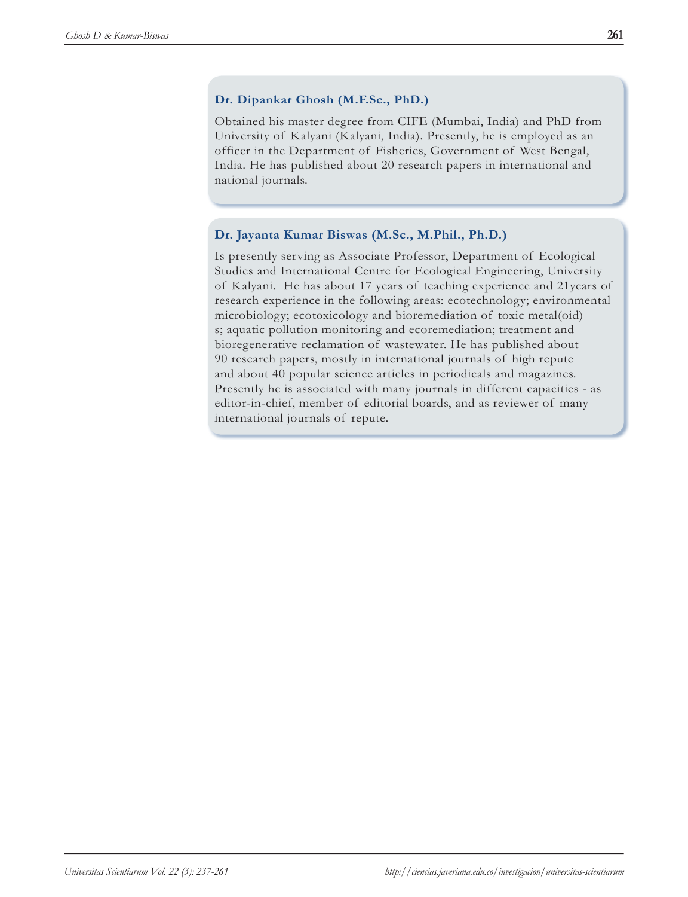**Dr. Dipankar Ghosh (M.F.Sc., PhD.)**

Obtained his master degree from CIFE (Mumbai, India) and PhD from University of Kalyani (Kalyani, India). Presently, he is employed as an officer in the Department of Fisheries, Government of West Bengal, India. He has published about 20 research papers in international and national journals.

**Dr. Jayanta Kumar Biswas (M.Sc., M.Phil., Ph.D.)**

Is presently serving as Associate Professor, Department of Ecological Studies and International Centre for Ecological Engineering, University of Kalyani. He has about 17 years of teaching experience and 21years of research experience in the following areas: ecotechnology; environmental microbiology; ecotoxicology and bioremediation of toxic metal(oid) s; aquatic pollution monitoring and ecoremediation; treatment and bioregenerative reclamation of wastewater. He has published about 90 research papers, mostly in international journals of high repute and about 40 popular science articles in periodicals and magazines. Presently he is associated with many journals in different capacities - as editor-in-chief, member of editorial boards, and as reviewer of many international journals of repute.